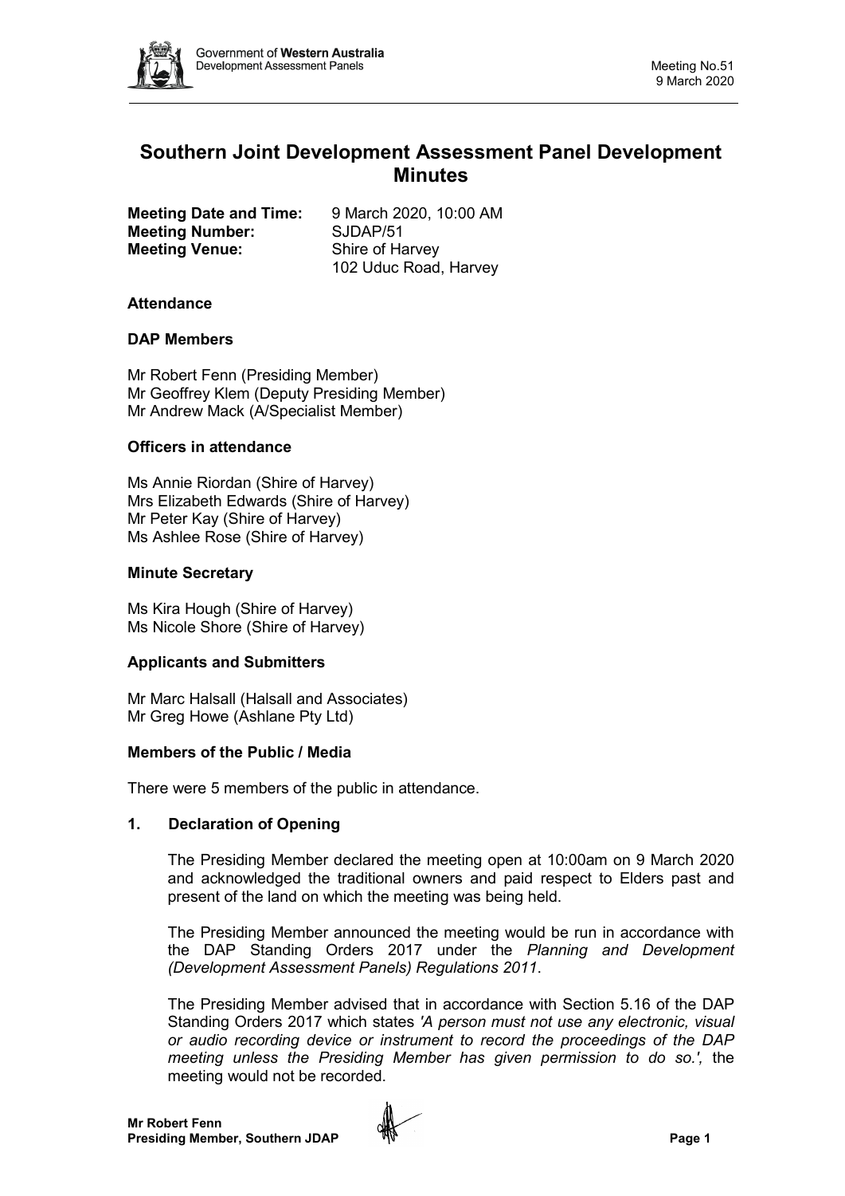# Southern Joint Development Assessment Panel Development Minutes

**Meeting Date and Time:** 9 March 2020, 10:00 AM
**Meeting Number:** SJDAP/51
**Meeting Venue:** Shire of Harvey
102 Uduc Road, Harvey

### Attendance

### DAP Members

Mr Robert Fenn (Presiding Member)
Mr Geoffrey Klem (Deputy Presiding Member)
Mr Andrew Mack (A/Specialist Member)

### Officers in attendance

Ms Annie Riordan (Shire of Harvey)
Mrs Elizabeth Edwards (Shire of Harvey)
Mr Peter Kay (Shire of Harvey)
Ms Ashlee Rose (Shire of Harvey)

### Minute Secretary

Ms Kira Hough (Shire of Harvey)
Ms Nicole Shore (Shire of Harvey)

### Applicants and Submitters

Mr Marc Halsall (Halsall and Associates)
Mr Greg Howe (Ashlane Pty Ltd)

### Members of the Public / Media

There were 5 members of the public in attendance.

### 1. Declaration of Opening

The Presiding Member declared the meeting open at 10:00am on 9 March 2020 and acknowledged the traditional owners and paid respect to Elders past and present of the land on which the meeting was being held.

The Presiding Member announced the meeting would be run in accordance with the DAP Standing Orders 2017 under the *Planning and Development (Development Assessment Panels) Regulations 2011*.

The Presiding Member advised that in accordance with Section 5.16 of the DAP Standing Orders 2017 which states *'A person must not use any electronic, visual or audio recording device or instrument to record the proceedings of the DAP meeting unless the Presiding Member has given permission to do so.',* the meeting would not be recorded.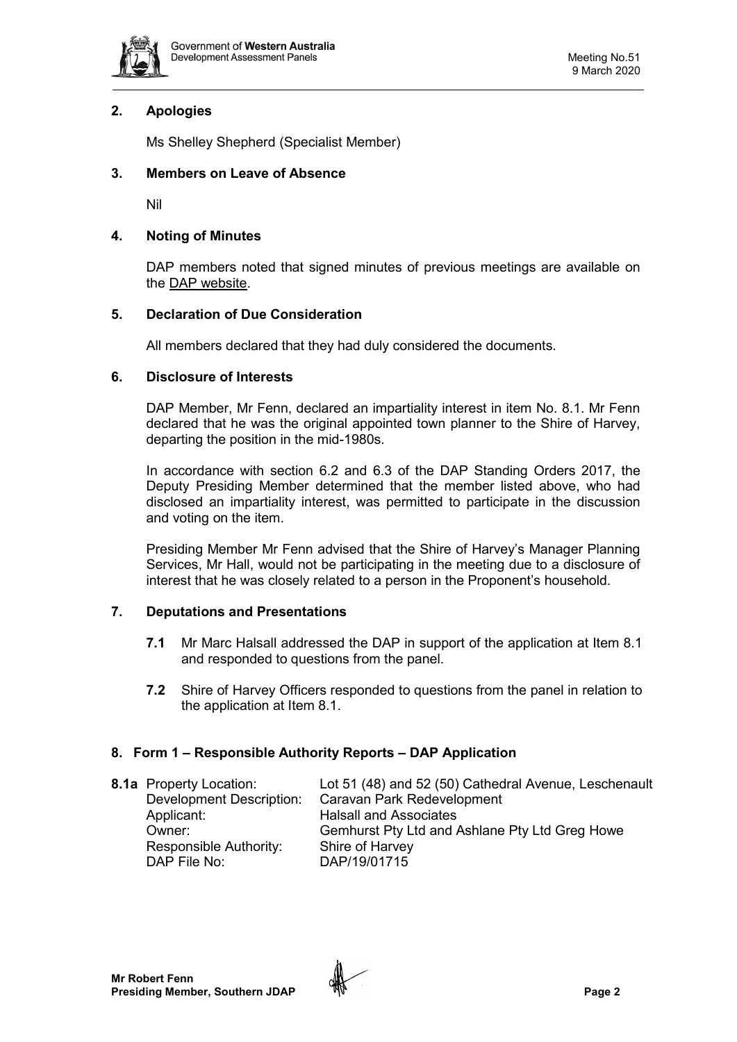## 2. Apologies

Ms Shelley Shepherd (Specialist Member)

## 3. Members on Leave of Absence

Nil

## 4. Noting of Minutes

DAP members noted that signed minutes of previous meetings are available on the DAP website.

## 5. Declaration of Due Consideration

All members declared that they had duly considered the documents.

## 6. Disclosure of Interests

DAP Member, Mr Fenn, declared an impartiality interest in item No. 8.1. Mr Fenn declared that he was the original appointed town planner to the Shire of Harvey, departing the position in the mid-1980s.

In accordance with section 6.2 and 6.3 of the DAP Standing Orders 2017, the Deputy Presiding Member determined that the member listed above, who had disclosed an impartiality interest, was permitted to participate in the discussion and voting on the item.

Presiding Member Mr Fenn advised that the Shire of Harvey's Manager Planning Services, Mr Hall, would not be participating in the meeting due to a disclosure of interest that he was closely related to a person in the Proponent's household.

## 7. Deputations and Presentations

**7.1** Mr Marc Halsall addressed the DAP in support of the application at Item 8.1 and responded to questions from the panel.

**7.2** Shire of Harvey Officers responded to questions from the panel in relation to the application at Item 8.1.

## 8. Form 1 – Responsible Authority Reports – DAP Application

**8.1a** Property Location: Lot 51 (48) and 52 (50) Cathedral Avenue, Leschenault
Development Description: Caravan Park Redevelopment
Applicant: Halsall and Associates
Owner: Gemhurst Pty Ltd and Ashlane Pty Ltd Greg Howe
Responsible Authority: Shire of Harvey
DAP File No: DAP/19/01715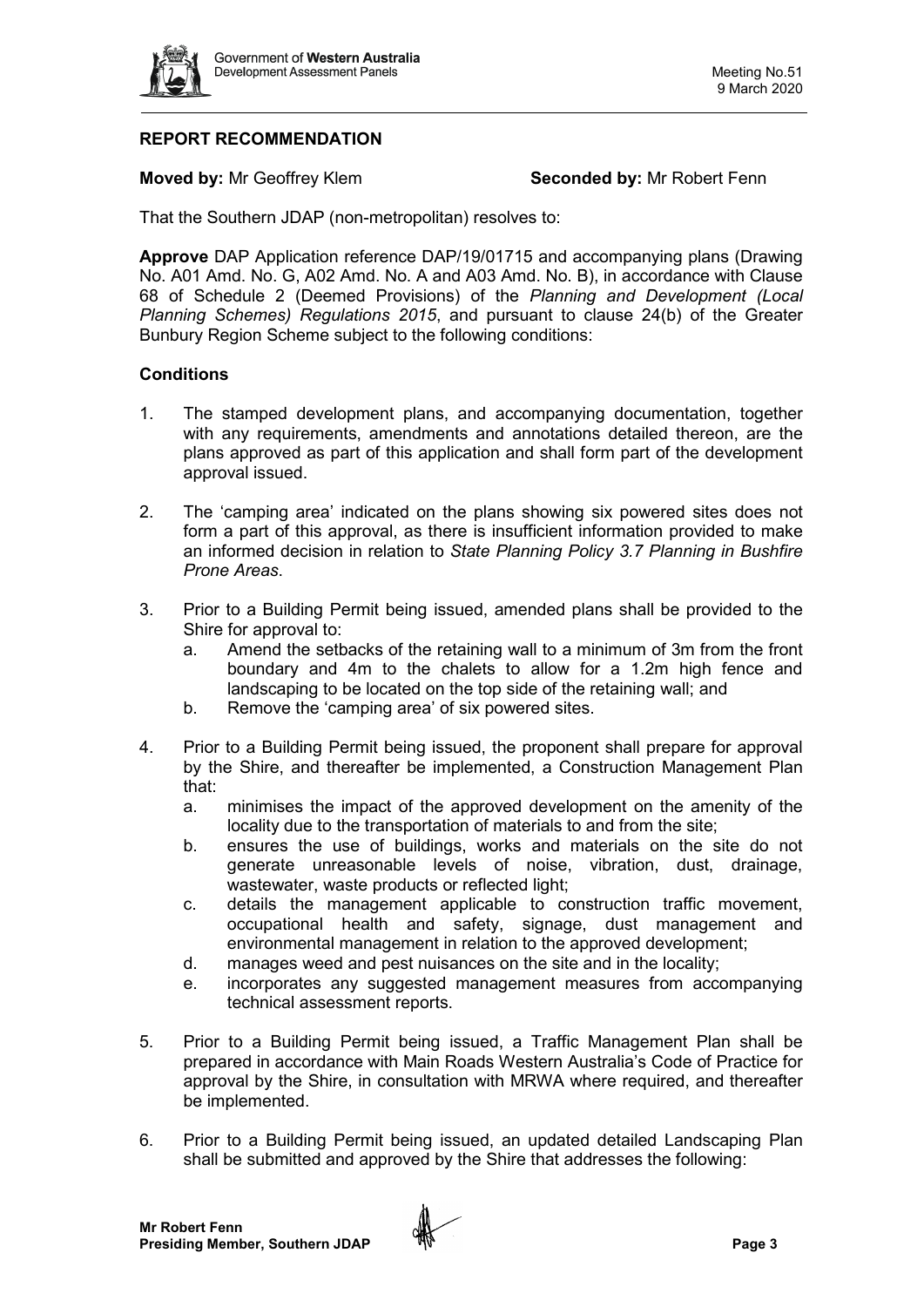## REPORT RECOMMENDATION

**Moved by:** Mr Geoffrey Klem **Seconded by:** Mr Robert Fenn

That the Southern JDAP (non-metropolitan) resolves to:

**Approve** DAP Application reference DAP/19/01715 and accompanying plans (Drawing No. A01 Amd. No. G, A02 Amd. No. A and A03 Amd. No. B), in accordance with Clause 68 of Schedule 2 (Deemed Provisions) of the *Planning and Development (Local Planning Schemes) Regulations 2015*, and pursuant to clause 24(b) of the Greater Bunbury Region Scheme subject to the following conditions:

### Conditions

1. The stamped development plans, and accompanying documentation, together with any requirements, amendments and annotations detailed thereon, are the plans approved as part of this application and shall form part of the development approval issued.

2. The 'camping area' indicated on the plans showing six powered sites does not form a part of this approval, as there is insufficient information provided to make an informed decision in relation to *State Planning Policy 3.7 Planning in Bushfire Prone Areas*.

3. Prior to a Building Permit being issued, amended plans shall be provided to the Shire for approval to:
   a. Amend the setbacks of the retaining wall to a minimum of 3m from the front boundary and 4m to the chalets to allow for a 1.2m high fence and landscaping to be located on the top side of the retaining wall; and
   b. Remove the 'camping area' of six powered sites.

4. Prior to a Building Permit being issued, the proponent shall prepare for approval by the Shire, and thereafter be implemented, a Construction Management Plan that:
   a. minimises the impact of the approved development on the amenity of the locality due to the transportation of materials to and from the site;
   b. ensures the use of buildings, works and materials on the site do not generate unreasonable levels of noise, vibration, dust, drainage, wastewater, waste products or reflected light;
   c. details the management applicable to construction traffic movement, occupational health and safety, signage, dust management and environmental management in relation to the approved development;
   d. manages weed and pest nuisances on the site and in the locality;
   e. incorporates any suggested management measures from accompanying technical assessment reports.

5. Prior to a Building Permit being issued, a Traffic Management Plan shall be prepared in accordance with Main Roads Western Australia's Code of Practice for approval by the Shire, in consultation with MRWA where required, and thereafter be implemented.

6. Prior to a Building Permit being issued, an updated detailed Landscaping Plan shall be submitted and approved by the Shire that addresses the following: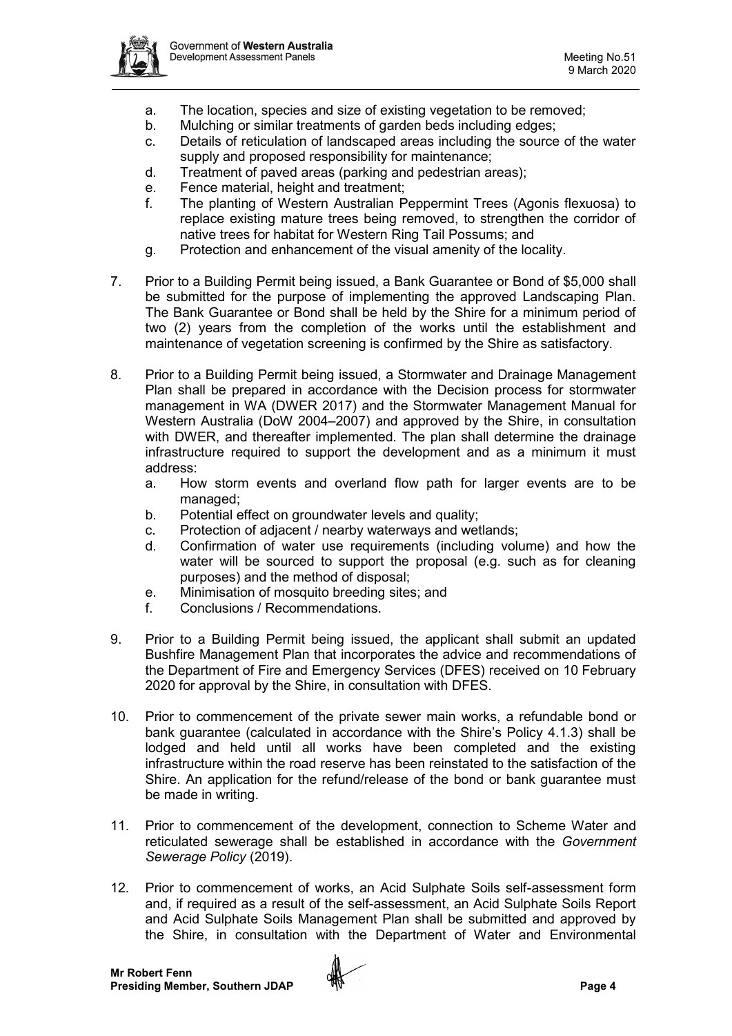a. The location, species and size of existing vegetation to be removed;
   b. Mulching or similar treatments of garden beds including edges;
   c. Details of reticulation of landscaped areas including the source of the water supply and proposed responsibility for maintenance;
   d. Treatment of paved areas (parking and pedestrian areas);
   e. Fence material, height and treatment;
   f. The planting of Western Australian Peppermint Trees (Agonis flexuosa) to replace existing mature trees being removed, to strengthen the corridor of native trees for habitat for Western Ring Tail Possums; and
   g. Protection and enhancement of the visual amenity of the locality.

7. Prior to a Building Permit being issued, a Bank Guarantee or Bond of $5,000 shall be submitted for the purpose of implementing the approved Landscaping Plan. The Bank Guarantee or Bond shall be held by the Shire for a minimum period of two (2) years from the completion of the works until the establishment and maintenance of vegetation screening is confirmed by the Shire as satisfactory.

8. Prior to a Building Permit being issued, a Stormwater and Drainage Management Plan shall be prepared in accordance with the Decision process for stormwater management in WA (DWER 2017) and the Stormwater Management Manual for Western Australia (DoW 2004–2007) and approved by the Shire, in consultation with DWER, and thereafter implemented. The plan shall determine the drainage infrastructure required to support the development and as a minimum it must address:
   a. How storm events and overland flow path for larger events are to be managed;
   b. Potential effect on groundwater levels and quality;
   c. Protection of adjacent / nearby waterways and wetlands;
   d. Confirmation of water use requirements (including volume) and how the water will be sourced to support the proposal (e.g. such as for cleaning purposes) and the method of disposal;
   e. Minimisation of mosquito breeding sites; and
   f. Conclusions / Recommendations.

9. Prior to a Building Permit being issued, the applicant shall submit an updated Bushfire Management Plan that incorporates the advice and recommendations of the Department of Fire and Emergency Services (DFES) received on 10 February 2020 for approval by the Shire, in consultation with DFES.

10. Prior to commencement of the private sewer main works, a refundable bond or bank guarantee (calculated in accordance with the Shire's Policy 4.1.3) shall be lodged and held until all works have been completed and the existing infrastructure within the road reserve has been reinstated to the satisfaction of the Shire. An application for the refund/release of the bond or bank guarantee must be made in writing.

11. Prior to commencement of the development, connection to Scheme Water and reticulated sewerage shall be established in accordance with the *Government Sewerage Policy* (2019).

12. Prior to commencement of works, an Acid Sulphate Soils self-assessment form and, if required as a result of the self-assessment, an Acid Sulphate Soils Report and Acid Sulphate Soils Management Plan shall be submitted and approved by the Shire, in consultation with the Department of Water and Environmental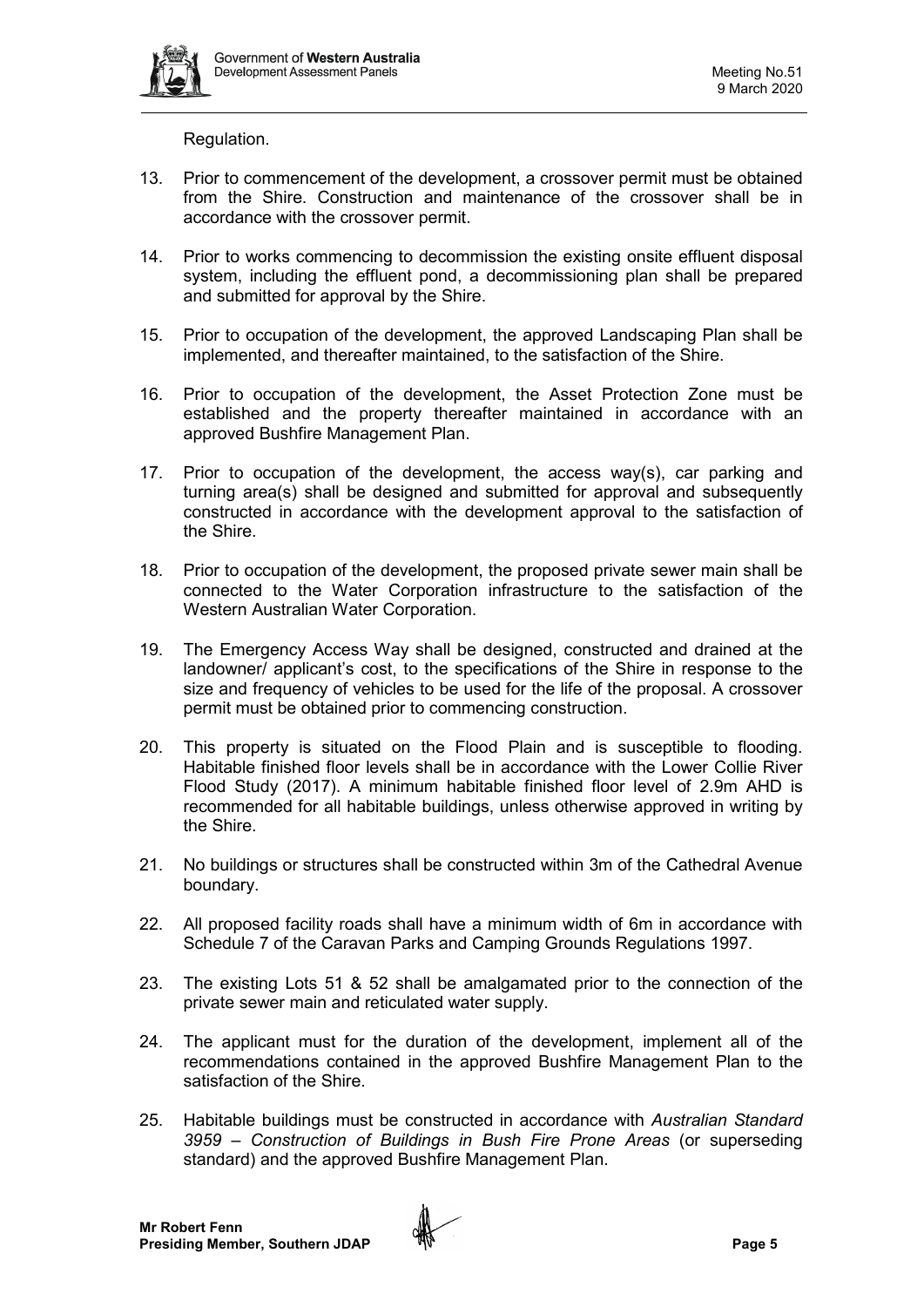Regulation.

13. Prior to commencement of the development, a crossover permit must be obtained from the Shire. Construction and maintenance of the crossover shall be in accordance with the crossover permit.

14. Prior to works commencing to decommission the existing onsite effluent disposal system, including the effluent pond, a decommissioning plan shall be prepared and submitted for approval by the Shire.

15. Prior to occupation of the development, the approved Landscaping Plan shall be implemented, and thereafter maintained, to the satisfaction of the Shire.

16. Prior to occupation of the development, the Asset Protection Zone must be established and the property thereafter maintained in accordance with an approved Bushfire Management Plan.

17. Prior to occupation of the development, the access way(s), car parking and turning area(s) shall be designed and submitted for approval and subsequently constructed in accordance with the development approval to the satisfaction of the Shire.

18. Prior to occupation of the development, the proposed private sewer main shall be connected to the Water Corporation infrastructure to the satisfaction of the Western Australian Water Corporation.

19. The Emergency Access Way shall be designed, constructed and drained at the landowner/ applicant's cost, to the specifications of the Shire in response to the size and frequency of vehicles to be used for the life of the proposal. A crossover permit must be obtained prior to commencing construction.

20. This property is situated on the Flood Plain and is susceptible to flooding. Habitable finished floor levels shall be in accordance with the Lower Collie River Flood Study (2017). A minimum habitable finished floor level of 2.9m AHD is recommended for all habitable buildings, unless otherwise approved in writing by the Shire.

21. No buildings or structures shall be constructed within 3m of the Cathedral Avenue boundary.

22. All proposed facility roads shall have a minimum width of 6m in accordance with Schedule 7 of the Caravan Parks and Camping Grounds Regulations 1997.

23. The existing Lots 51 & 52 shall be amalgamated prior to the connection of the private sewer main and reticulated water supply.

24. The applicant must for the duration of the development, implement all of the recommendations contained in the approved Bushfire Management Plan to the satisfaction of the Shire.

25. Habitable buildings must be constructed in accordance with *Australian Standard 3959 – Construction of Buildings in Bush Fire Prone Areas* (or superseding standard) and the approved Bushfire Management Plan.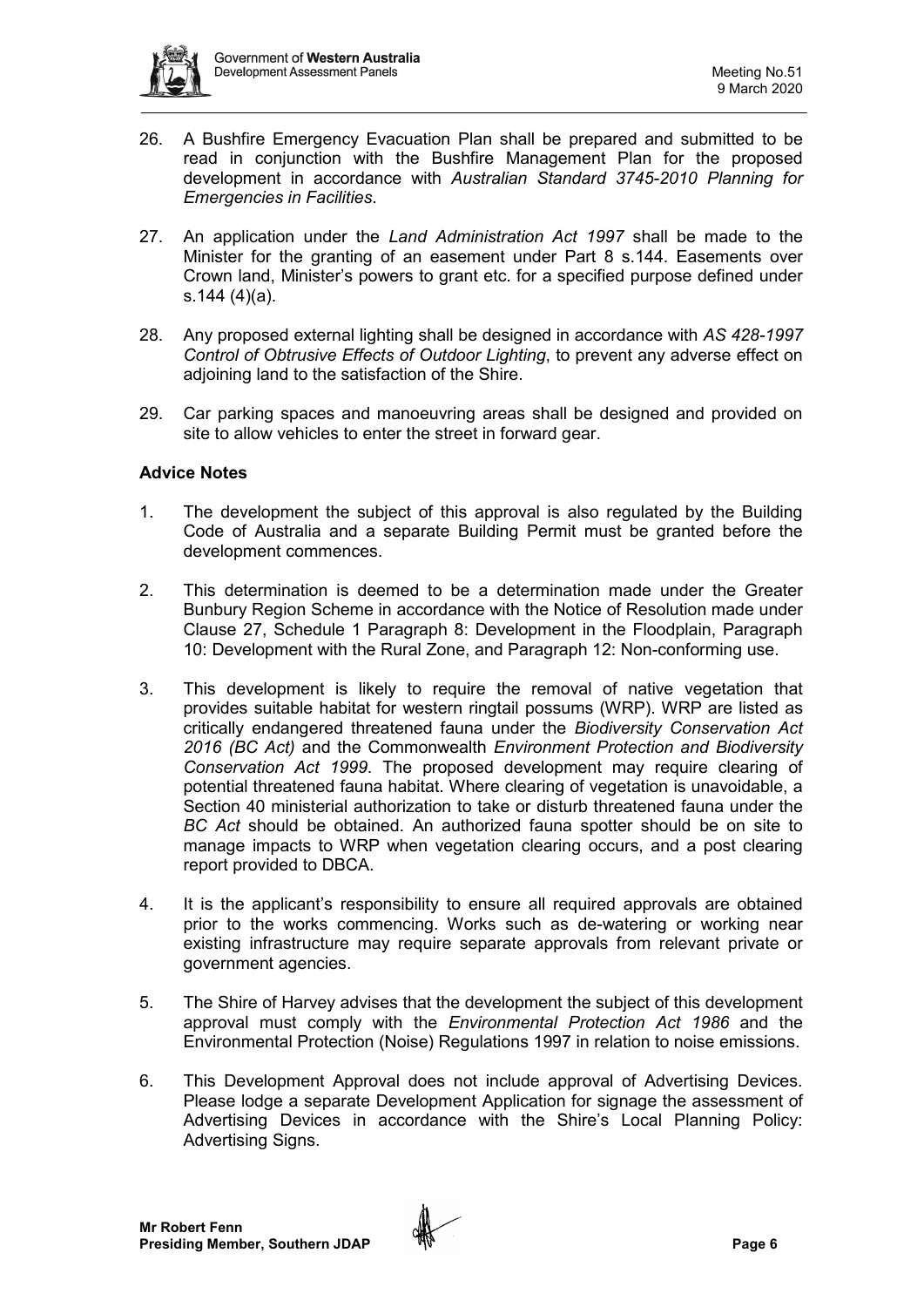26. A Bushfire Emergency Evacuation Plan shall be prepared and submitted to be read in conjunction with the Bushfire Management Plan for the proposed development in accordance with *Australian Standard 3745-2010 Planning for Emergencies in Facilities*.

27. An application under the *Land Administration Act 1997* shall be made to the Minister for the granting of an easement under Part 8 s.144. Easements over Crown land, Minister's powers to grant etc. for a specified purpose defined under s.144 (4)(a).

28. Any proposed external lighting shall be designed in accordance with *AS 428-1997 Control of Obtrusive Effects of Outdoor Lighting*, to prevent any adverse effect on adjoining land to the satisfaction of the Shire.

29. Car parking spaces and manoeuvring areas shall be designed and provided on site to allow vehicles to enter the street in forward gear.

**Advice Notes**

1. The development the subject of this approval is also regulated by the Building Code of Australia and a separate Building Permit must be granted before the development commences.

2. This determination is deemed to be a determination made under the Greater Bunbury Region Scheme in accordance with the Notice of Resolution made under Clause 27, Schedule 1 Paragraph 8: Development in the Floodplain, Paragraph 10: Development with the Rural Zone, and Paragraph 12: Non-conforming use.

3. This development is likely to require the removal of native vegetation that provides suitable habitat for western ringtail possums (WRP). WRP are listed as critically endangered threatened fauna under the *Biodiversity Conservation Act 2016 (BC Act)* and the Commonwealth *Environment Protection and Biodiversity Conservation Act 1999*. The proposed development may require clearing of potential threatened fauna habitat. Where clearing of vegetation is unavoidable, a Section 40 ministerial authorization to take or disturb threatened fauna under the *BC Act* should be obtained. An authorized fauna spotter should be on site to manage impacts to WRP when vegetation clearing occurs, and a post clearing report provided to DBCA.

4. It is the applicant's responsibility to ensure all required approvals are obtained prior to the works commencing. Works such as de-watering or working near existing infrastructure may require separate approvals from relevant private or government agencies.

5. The Shire of Harvey advises that the development the subject of this development approval must comply with the *Environmental Protection Act 1986* and the Environmental Protection (Noise) Regulations 1997 in relation to noise emissions.

6. This Development Approval does not include approval of Advertising Devices. Please lodge a separate Development Application for signage the assessment of Advertising Devices in accordance with the Shire's Local Planning Policy: Advertising Signs.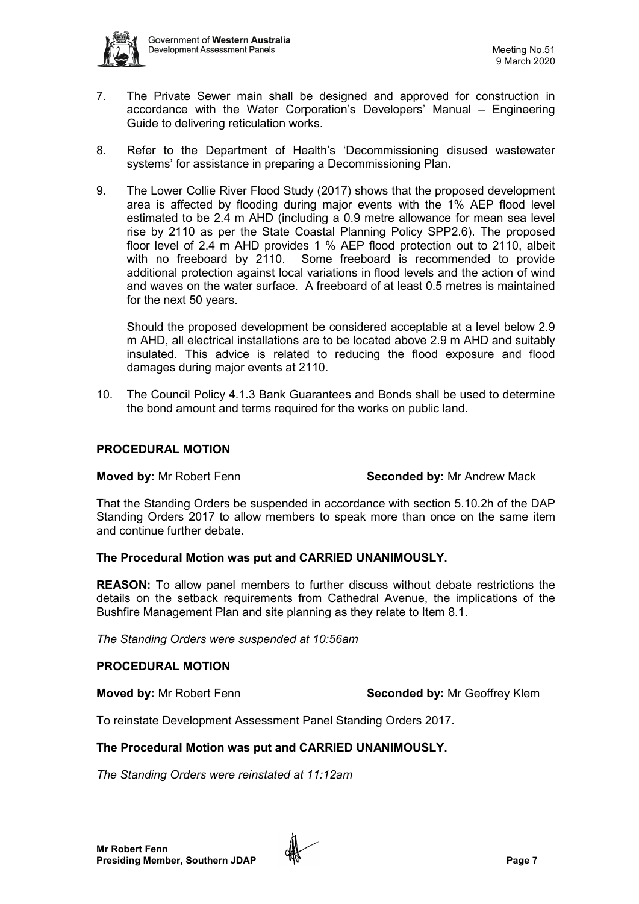7. The Private Sewer main shall be designed and approved for construction in accordance with the Water Corporation's Developers' Manual – Engineering Guide to delivering reticulation works.

8. Refer to the Department of Health's 'Decommissioning disused wastewater systems' for assistance in preparing a Decommissioning Plan.

9. The Lower Collie River Flood Study (2017) shows that the proposed development area is affected by flooding during major events with the 1% AEP flood level estimated to be 2.4 m AHD (including a 0.9 metre allowance for mean sea level rise by 2110 as per the State Coastal Planning Policy SPP2.6). The proposed floor level of 2.4 m AHD provides 1 % AEP flood protection out to 2110, albeit with no freeboard by 2110. Some freeboard is recommended to provide additional protection against local variations in flood levels and the action of wind and waves on the water surface. A freeboard of at least 0.5 metres is maintained for the next 50 years.

   Should the proposed development be considered acceptable at a level below 2.9 m AHD, all electrical installations are to be located above 2.9 m AHD and suitably insulated. This advice is related to reducing the flood exposure and flood damages during major events at 2110.

10. The Council Policy 4.1.3 Bank Guarantees and Bonds shall be used to determine the bond amount and terms required for the works on public land.

**PROCEDURAL MOTION**

**Moved by:** Mr Robert Fenn **Seconded by:** Mr Andrew Mack

That the Standing Orders be suspended in accordance with section 5.10.2h of the DAP Standing Orders 2017 to allow members to speak more than once on the same item and continue further debate.

**The Procedural Motion was put and CARRIED UNANIMOUSLY.**

**REASON:** To allow panel members to further discuss without debate restrictions the details on the setback requirements from Cathedral Avenue, the implications of the Bushfire Management Plan and site planning as they relate to Item 8.1.

*The Standing Orders were suspended at 10:56am*

**PROCEDURAL MOTION**

**Moved by:** Mr Robert Fenn **Seconded by:** Mr Geoffrey Klem

To reinstate Development Assessment Panel Standing Orders 2017.

**The Procedural Motion was put and CARRIED UNANIMOUSLY.**

*The Standing Orders were reinstated at 11:12am*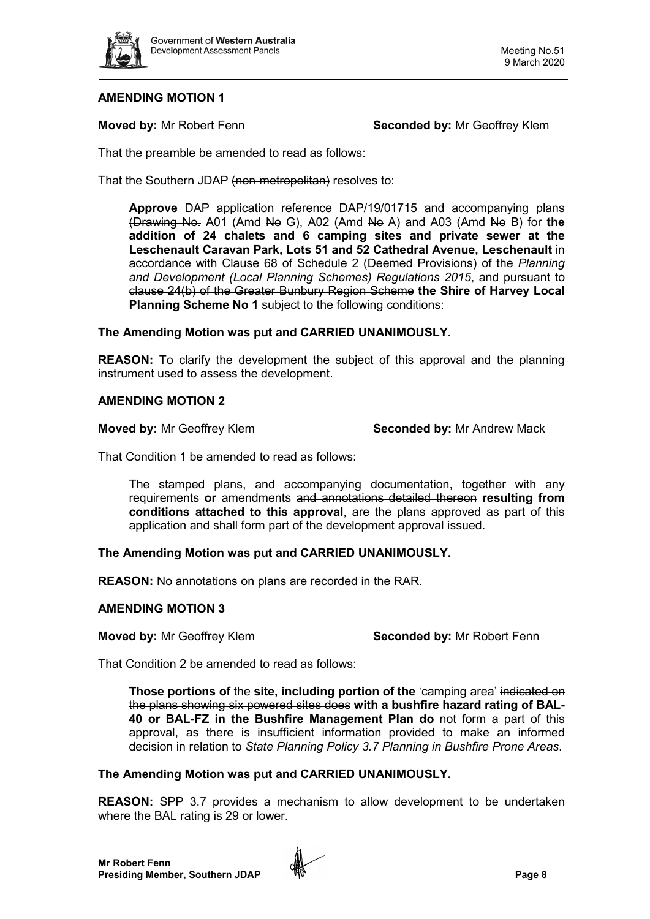**AMENDING MOTION 1**

**Moved by:** Mr Robert Fenn **Seconded by:** Mr Geoffrey Klem

That the preamble be amended to read as follows:

That the Southern JDAP ~~(non-metropolitan)~~ resolves to:

> **Approve** DAP application reference DAP/19/01715 and accompanying plans ~~(Drawing No.~~ A01 (Amd ~~No~~ G), A02 (Amd ~~No~~ A) and A03 (Amd ~~No~~ B) for **the addition of 24 chalets and 6 camping sites and private sewer at the Leschenault Caravan Park, Lots 51 and 52 Cathedral Avenue, Leschenault** in accordance with Clause 68 of Schedule 2 (Deemed Provisions) of the *Planning and Development (Local Planning Schemes) Regulations 2015*, and pursuant to ~~clause 24(b) of the Greater Bunbury Region Scheme~~ **the Shire of Harvey Local Planning Scheme No 1** subject to the following conditions:

**The Amending Motion was put and CARRIED UNANIMOUSLY.**

**REASON:** To clarify the development the subject of this approval and the planning instrument used to assess the development.

**AMENDING MOTION 2**

**Moved by:** Mr Geoffrey Klem **Seconded by:** Mr Andrew Mack

That Condition 1 be amended to read as follows:

> The stamped plans, and accompanying documentation, together with any requirements **or** amendments ~~and annotations detailed thereon~~ **resulting from conditions attached to this approval**, are the plans approved as part of this application and shall form part of the development approval issued.

**The Amending Motion was put and CARRIED UNANIMOUSLY.**

**REASON:** No annotations on plans are recorded in the RAR.

**AMENDING MOTION 3**

**Moved by:** Mr Geoffrey Klem **Seconded by:** Mr Robert Fenn

That Condition 2 be amended to read as follows:

> **Those portions of** the **site, including portion of the** 'camping area' ~~indicated on the plans showing six powered sites does~~ **with a bushfire hazard rating of BAL-40 or BAL-FZ in the Bushfire Management Plan do** not form a part of this approval, as there is insufficient information provided to make an informed decision in relation to *State Planning Policy 3.7 Planning in Bushfire Prone Areas*.

**The Amending Motion was put and CARRIED UNANIMOUSLY.**

**REASON:** SPP 3.7 provides a mechanism to allow development to be undertaken where the BAL rating is 29 or lower.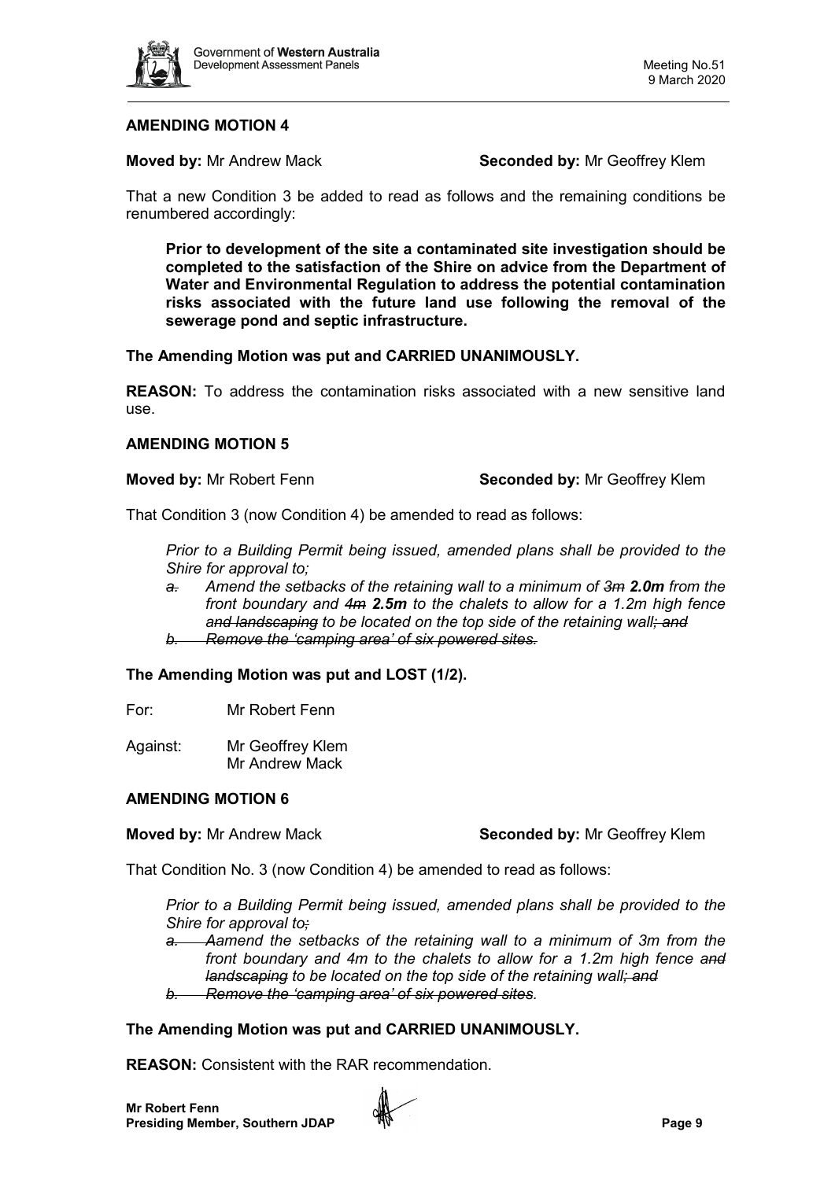### AMENDING MOTION 4

**Moved by:** Mr Andrew Mack **Seconded by:** Mr Geoffrey Klem

That a new Condition 3 be added to read as follows and the remaining conditions be renumbered accordingly:

> **Prior to development of the site a contaminated site investigation should be completed to the satisfaction of the Shire on advice from the Department of Water and Environmental Regulation to address the potential contamination risks associated with the future land use following the removal of the sewerage pond and septic infrastructure.**

**The Amending Motion was put and CARRIED UNANIMOUSLY.**

**REASON:** To address the contamination risks associated with a new sensitive land use.

### AMENDING MOTION 5

**Moved by:** Mr Robert Fenn **Seconded by:** Mr Geoffrey Klem

That Condition 3 (now Condition 4) be amended to read as follows:

> *Prior to a Building Permit being issued, amended plans shall be provided to the Shire for approval to;*
>
> *~~a.~~ Amend the setbacks of the retaining wall to a minimum of ~~3m~~ **2.0m** from the front boundary and ~~4m~~ **2.5m** to the chalets to allow for a 1.2m high fence ~~and landscaping~~ to be located on the top side of the retaining wall~~; and~~*
>
> *~~b. Remove the 'camping area' of six powered sites.~~*

**The Amending Motion was put and LOST (1/2).**

For: Mr Robert Fenn

Against: Mr Geoffrey Klem
Mr Andrew Mack

### AMENDING MOTION 6

**Moved by:** Mr Andrew Mack **Seconded by:** Mr Geoffrey Klem

That Condition No. 3 (now Condition 4) be amended to read as follows:

> *Prior to a Building Permit being issued, amended plans shall be provided to the Shire for approval to~~;~~*
>
> *~~a. A~~amend the setbacks of the retaining wall to a minimum of 3m from the front boundary and 4m to the chalets to allow for a 1.2m high fence ~~and landscaping~~ to be located on the top side of the retaining wall~~; and~~*
>
> *~~b. Remove the 'camping area' of six powered sites.~~*

**The Amending Motion was put and CARRIED UNANIMOUSLY.**

**REASON:** Consistent with the RAR recommendation.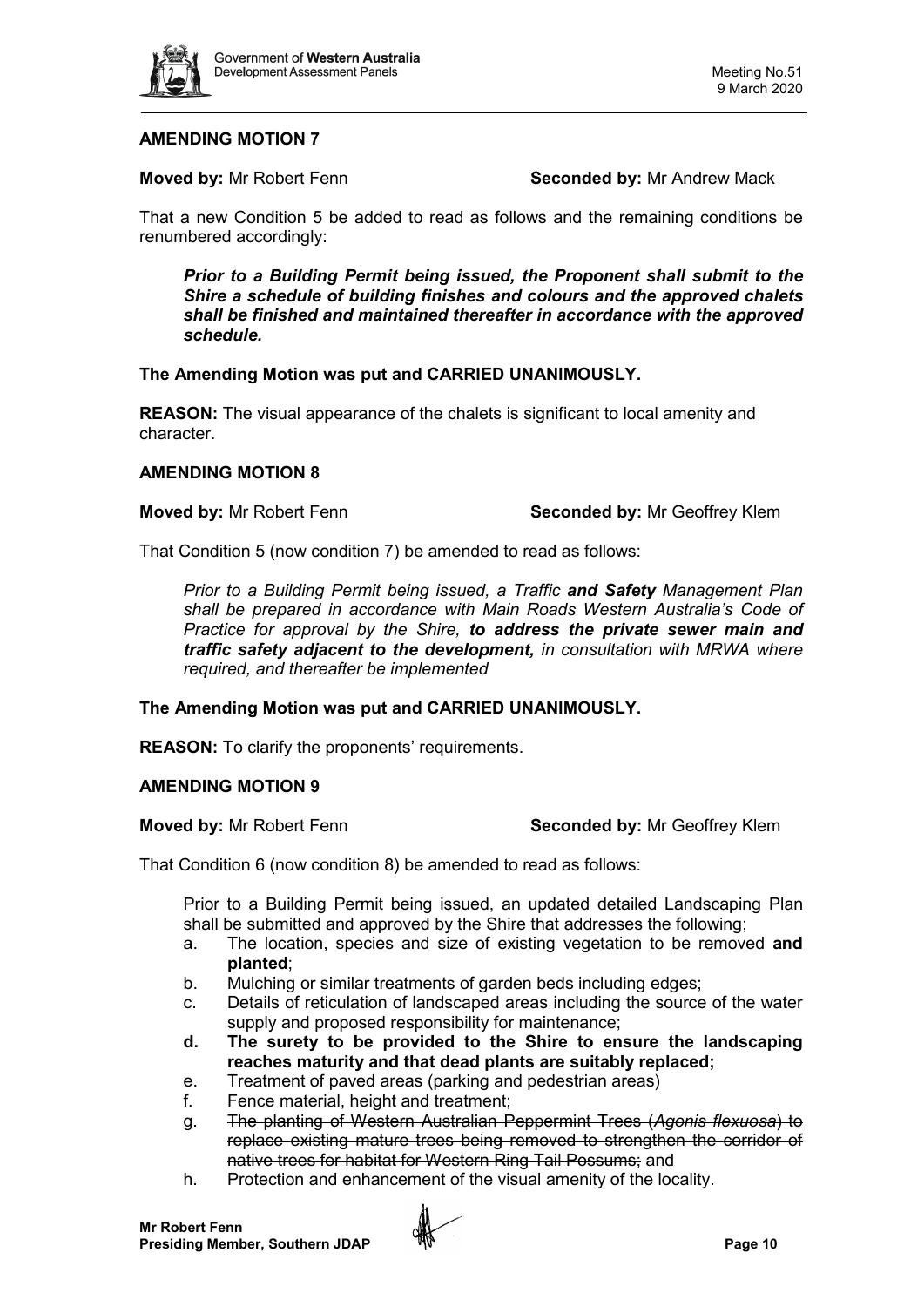## AMENDING MOTION 7

**Moved by:** Mr Robert Fenn **Seconded by:** Mr Andrew Mack

That a new Condition 5 be added to read as follows and the remaining conditions be renumbered accordingly:

> ***Prior to a Building Permit being issued, the Proponent shall submit to the Shire a schedule of building finishes and colours and the approved chalets shall be finished and maintained thereafter in accordance with the approved schedule.***

**The Amending Motion was put and CARRIED UNANIMOUSLY.**

**REASON:** The visual appearance of the chalets is significant to local amenity and character.

## AMENDING MOTION 8

**Moved by:** Mr Robert Fenn **Seconded by:** Mr Geoffrey Klem

That Condition 5 (now condition 7) be amended to read as follows:

> *Prior to a Building Permit being issued, a Traffic **and Safety** Management Plan shall be prepared in accordance with Main Roads Western Australia's Code of Practice for approval by the Shire, **to address the private sewer main and traffic safety adjacent to the development,** in consultation with MRWA where required, and thereafter be implemented*

**The Amending Motion was put and CARRIED UNANIMOUSLY.**

**REASON:** To clarify the proponents' requirements.

## AMENDING MOTION 9

**Moved by:** Mr Robert Fenn **Seconded by:** Mr Geoffrey Klem

That Condition 6 (now condition 8) be amended to read as follows:

> Prior to a Building Permit being issued, an updated detailed Landscaping Plan shall be submitted and approved by the Shire that addresses the following;
>
> a. The location, species and size of existing vegetation to be removed **and planted**;
> b. Mulching or similar treatments of garden beds including edges;
> c. Details of reticulation of landscaped areas including the source of the water supply and proposed responsibility for maintenance;
> d. **The surety to be provided to the Shire to ensure the landscaping reaches maturity and that dead plants are suitably replaced;**
> e. Treatment of paved areas (parking and pedestrian areas)
> f. Fence material, height and treatment;
> g. ~~The planting of Western Australian Peppermint Trees (*Agonis flexuosa*) to replace existing mature trees being removed to strengthen the corridor of native trees for habitat for Western Ring Tail Possums;~~ and
> h. Protection and enhancement of the visual amenity of the locality.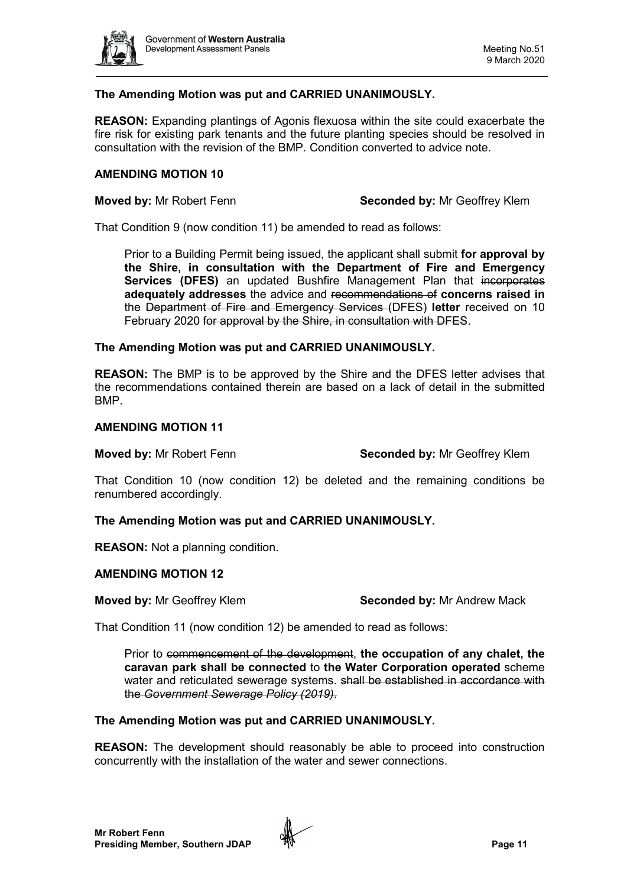**The Amending Motion was put and CARRIED UNANIMOUSLY.**

**REASON:** Expanding plantings of Agonis flexuosa within the site could exacerbate the fire risk for existing park tenants and the future planting species should be resolved in consultation with the revision of the BMP. Condition converted to advice note.

**AMENDING MOTION 10**

**Moved by:** Mr Robert Fenn **Seconded by:** Mr Geoffrey Klem

That Condition 9 (now condition 11) be amended to read as follows:

> Prior to a Building Permit being issued, the applicant shall submit **for approval by the Shire, in consultation with the Department of Fire and Emergency Services (DFES)** an updated Bushfire Management Plan that ~~incorporates~~ **adequately addresses** the advice and ~~recommendations of~~ **concerns raised in** the ~~Department of Fire and Emergency Services (~~DFES~~)~~ **letter** received on 10 February 2020 ~~for approval by the Shire, in consultation with DFES~~.

**The Amending Motion was put and CARRIED UNANIMOUSLY.**

**REASON:** The BMP is to be approved by the Shire and the DFES letter advises that the recommendations contained therein are based on a lack of detail in the submitted BMP.

**AMENDING MOTION 11**

**Moved by:** Mr Robert Fenn **Seconded by:** Mr Geoffrey Klem

That Condition 10 (now condition 12) be deleted and the remaining conditions be renumbered accordingly.

**The Amending Motion was put and CARRIED UNANIMOUSLY.**

**REASON:** Not a planning condition.

**AMENDING MOTION 12**

**Moved by:** Mr Geoffrey Klem **Seconded by:** Mr Andrew Mack

That Condition 11 (now condition 12) be amended to read as follows:

> Prior to ~~commencement of the development~~, **the occupation of any chalet, the caravan park shall be connected** to **the Water Corporation operated** scheme water and reticulated sewerage systems. ~~shall be established in accordance with the *Government Sewerage Policy (2019)*.~~

**The Amending Motion was put and CARRIED UNANIMOUSLY.**

**REASON:** The development should reasonably be able to proceed into construction concurrently with the installation of the water and sewer connections.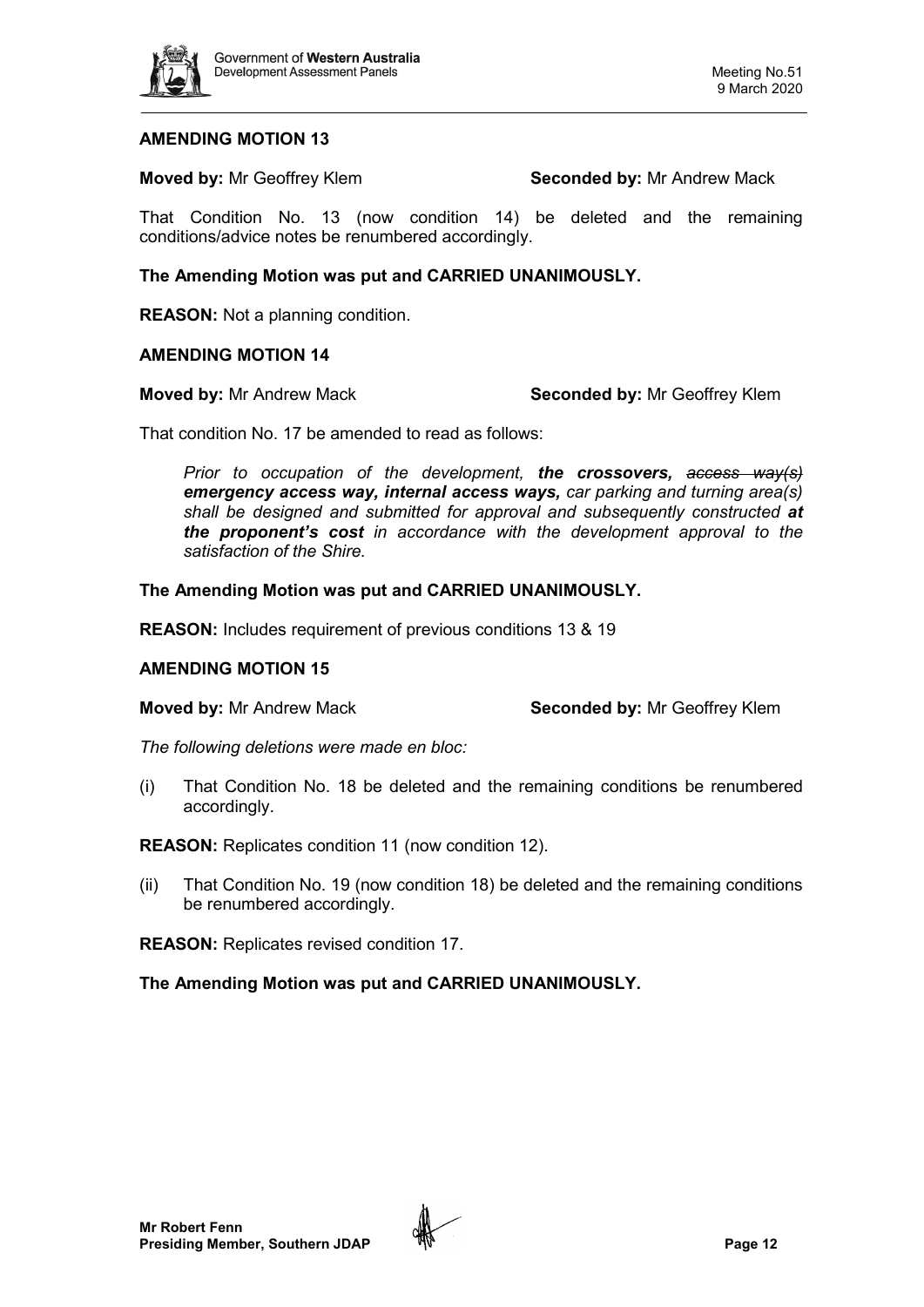**AMENDING MOTION 13**

**Moved by:** Mr Geoffrey Klem **Seconded by:** Mr Andrew Mack

That Condition No. 13 (now condition 14) be deleted and the remaining conditions/advice notes be renumbered accordingly.

**The Amending Motion was put and CARRIED UNANIMOUSLY.**

**REASON:** Not a planning condition.

**AMENDING MOTION 14**

**Moved by:** Mr Andrew Mack **Seconded by:** Mr Geoffrey Klem

That condition No. 17 be amended to read as follows:

> *Prior to occupation of the development,* ***the crossovers,*** *~~access way(s)~~* ***emergency access way, internal access ways,*** *car parking and turning area(s) shall be designed and submitted for approval and subsequently constructed* ***at the proponent's cost*** *in accordance with the development approval to the satisfaction of the Shire.*

**The Amending Motion was put and CARRIED UNANIMOUSLY.**

**REASON:** Includes requirement of previous conditions 13 & 19

**AMENDING MOTION 15**

**Moved by:** Mr Andrew Mack **Seconded by:** Mr Geoffrey Klem

*The following deletions were made en bloc:*

(i) That Condition No. 18 be deleted and the remaining conditions be renumbered accordingly.

**REASON:** Replicates condition 11 (now condition 12).

(ii) That Condition No. 19 (now condition 18) be deleted and the remaining conditions be renumbered accordingly.

**REASON:** Replicates revised condition 17.

**The Amending Motion was put and CARRIED UNANIMOUSLY.**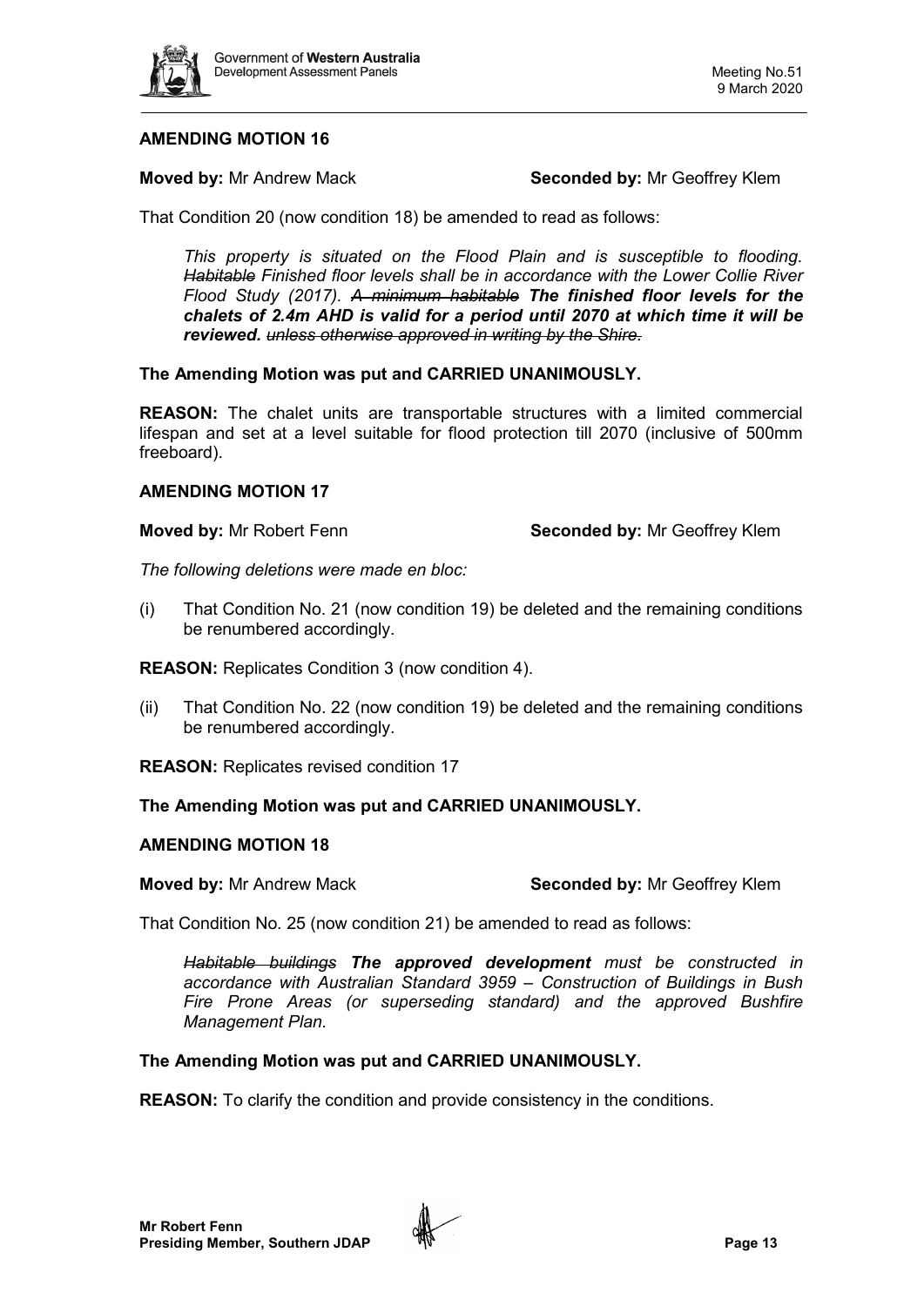**AMENDING MOTION 16**

**Moved by:** Mr Andrew Mack **Seconded by:** Mr Geoffrey Klem

That Condition 20 (now condition 18) be amended to read as follows:

> *This property is situated on the Flood Plain and is susceptible to flooding. ~~Habitable~~ Finished floor levels shall be in accordance with the Lower Collie River Flood Study (2017). ~~A minimum habitable~~ **The finished floor levels for the chalets of 2.4m AHD is valid for a period until 2070 at which time it will be reviewed.** ~~unless otherwise approved in writing by the Shire.~~*

**The Amending Motion was put and CARRIED UNANIMOUSLY.**

**REASON:** The chalet units are transportable structures with a limited commercial lifespan and set at a level suitable for flood protection till 2070 (inclusive of 500mm freeboard).

**AMENDING MOTION 17**

**Moved by:** Mr Robert Fenn **Seconded by:** Mr Geoffrey Klem

*The following deletions were made en bloc:*

(i) That Condition No. 21 (now condition 19) be deleted and the remaining conditions be renumbered accordingly.

**REASON:** Replicates Condition 3 (now condition 4).

(ii) That Condition No. 22 (now condition 19) be deleted and the remaining conditions be renumbered accordingly.

**REASON:** Replicates revised condition 17

**The Amending Motion was put and CARRIED UNANIMOUSLY.**

**AMENDING MOTION 18**

**Moved by:** Mr Andrew Mack **Seconded by:** Mr Geoffrey Klem

That Condition No. 25 (now condition 21) be amended to read as follows:

> *~~Habitable buildings~~ **The approved development** must be constructed in accordance with Australian Standard 3959 – Construction of Buildings in Bush Fire Prone Areas (or superseding standard) and the approved Bushfire Management Plan.*

**The Amending Motion was put and CARRIED UNANIMOUSLY.**

**REASON:** To clarify the condition and provide consistency in the conditions.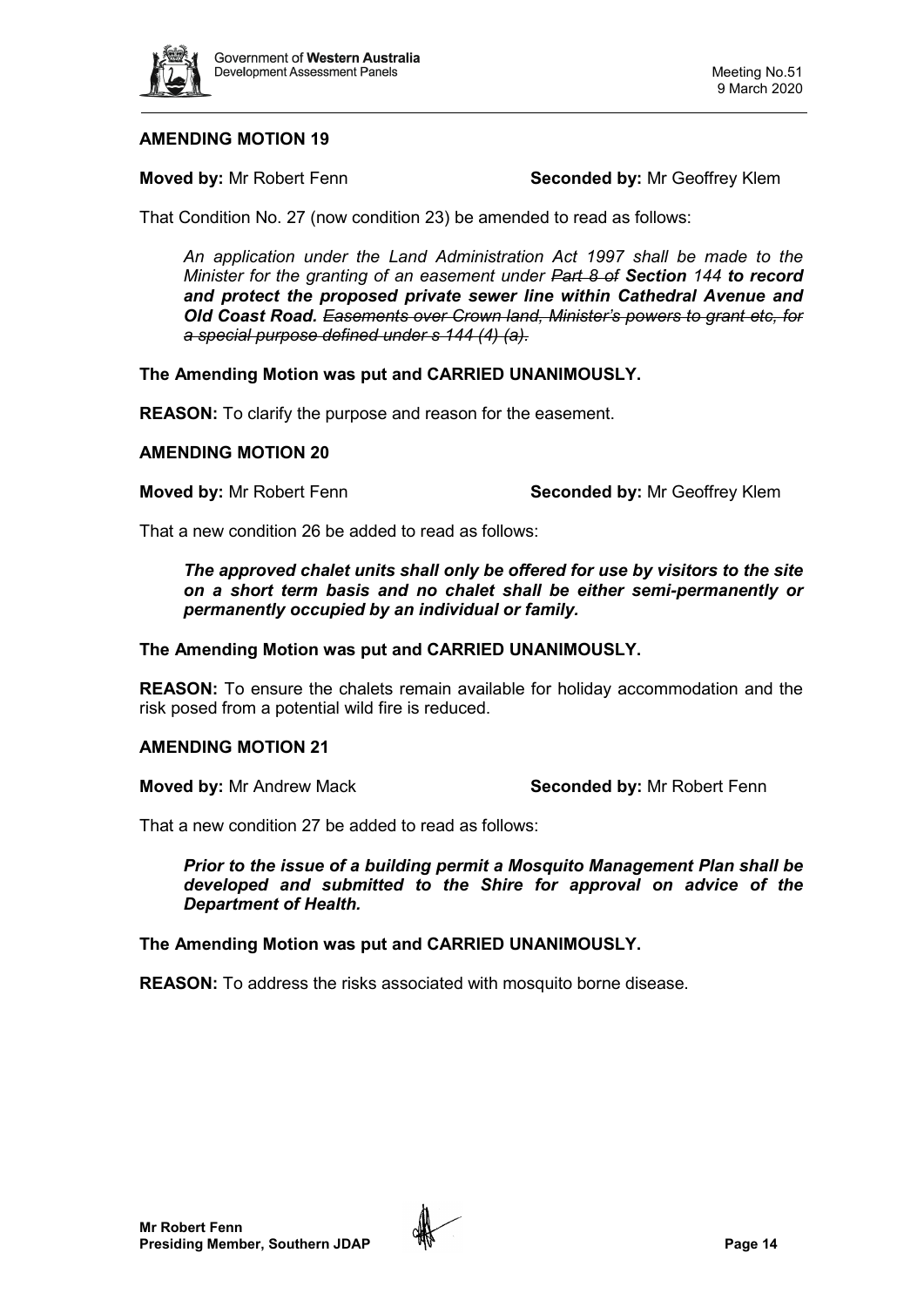**AMENDING MOTION 19**

**Moved by:** Mr Robert Fenn **Seconded by:** Mr Geoffrey Klem

That Condition No. 27 (now condition 23) be amended to read as follows:

*An application under the Land Administration Act 1997 shall be made to the Minister for the granting of an easement under ~~Part 8 of~~* ***Section 144 to record and protect the proposed private sewer line within Cathedral Avenue and Old Coast Road.*** *~~Easements over Crown land, Minister's powers to grant etc, for a special purpose defined under s 144 (4) (a).~~*

**The Amending Motion was put and CARRIED UNANIMOUSLY.**

**REASON:** To clarify the purpose and reason for the easement.

**AMENDING MOTION 20**

**Moved by:** Mr Robert Fenn **Seconded by:** Mr Geoffrey Klem

That a new condition 26 be added to read as follows:

***The approved chalet units shall only be offered for use by visitors to the site on a short term basis and no chalet shall be either semi-permanently or permanently occupied by an individual or family.***

**The Amending Motion was put and CARRIED UNANIMOUSLY.**

**REASON:** To ensure the chalets remain available for holiday accommodation and the risk posed from a potential wild fire is reduced.

**AMENDING MOTION 21**

**Moved by:** Mr Andrew Mack **Seconded by:** Mr Robert Fenn

That a new condition 27 be added to read as follows:

***Prior to the issue of a building permit a Mosquito Management Plan shall be developed and submitted to the Shire for approval on advice of the Department of Health.***

**The Amending Motion was put and CARRIED UNANIMOUSLY.**

**REASON:** To address the risks associated with mosquito borne disease.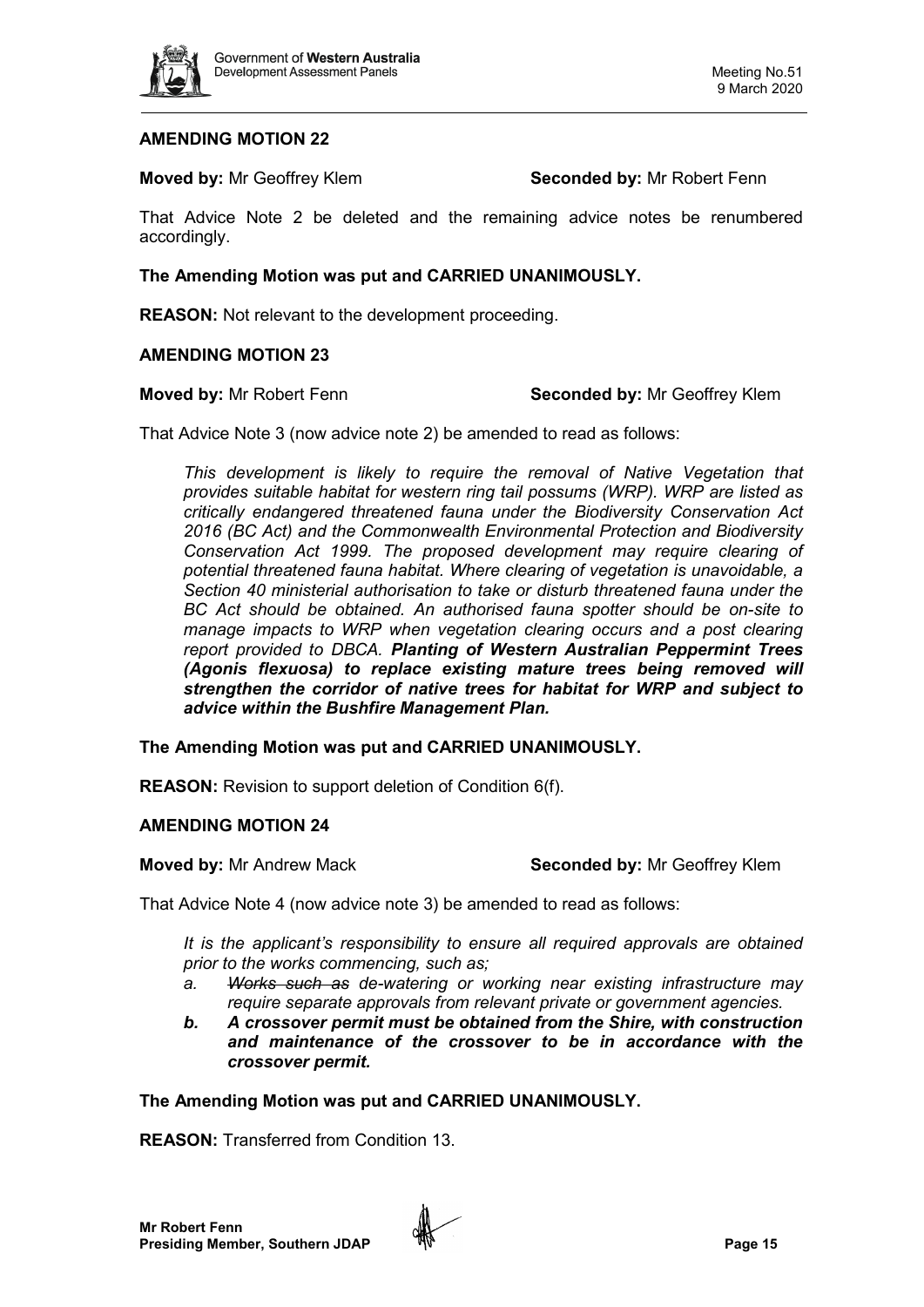## AMENDING MOTION 22

**Moved by:** Mr Geoffrey Klem **Seconded by:** Mr Robert Fenn

That Advice Note 2 be deleted and the remaining advice notes be renumbered accordingly.

**The Amending Motion was put and CARRIED UNANIMOUSLY.**

**REASON:** Not relevant to the development proceeding.

## AMENDING MOTION 23

**Moved by:** Mr Robert Fenn **Seconded by:** Mr Geoffrey Klem

That Advice Note 3 (now advice note 2) be amended to read as follows:

> *This development is likely to require the removal of Native Vegetation that provides suitable habitat for western ring tail possums (WRP). WRP are listed as critically endangered threatened fauna under the Biodiversity Conservation Act 2016 (BC Act) and the Commonwealth Environmental Protection and Biodiversity Conservation Act 1999. The proposed development may require clearing of potential threatened fauna habitat. Where clearing of vegetation is unavoidable, a Section 40 ministerial authorisation to take or disturb threatened fauna under the BC Act should be obtained. An authorised fauna spotter should be on-site to manage impacts to WRP when vegetation clearing occurs and a post clearing report provided to DBCA.* ***Planting of Western Australian Peppermint Trees (Agonis flexuosa) to replace existing mature trees being removed will strengthen the corridor of native trees for habitat for WRP and subject to advice within the Bushfire Management Plan.***

**The Amending Motion was put and CARRIED UNANIMOUSLY.**

**REASON:** Revision to support deletion of Condition 6(f).

## AMENDING MOTION 24

**Moved by:** Mr Andrew Mack **Seconded by:** Mr Geoffrey Klem

That Advice Note 4 (now advice note 3) be amended to read as follows:

> *It is the applicant's responsibility to ensure all required approvals are obtained prior to the works commencing, such as;*
>
> *a. ~~Works such as~~ de-watering or working near existing infrastructure may require separate approvals from relevant private or government agencies.*
>
> ***b. A crossover permit must be obtained from the Shire, with construction and maintenance of the crossover to be in accordance with the crossover permit.***

**The Amending Motion was put and CARRIED UNANIMOUSLY.**

**REASON:** Transferred from Condition 13.

**Mr Robert Fenn**
**Presiding Member, Southern JDAP**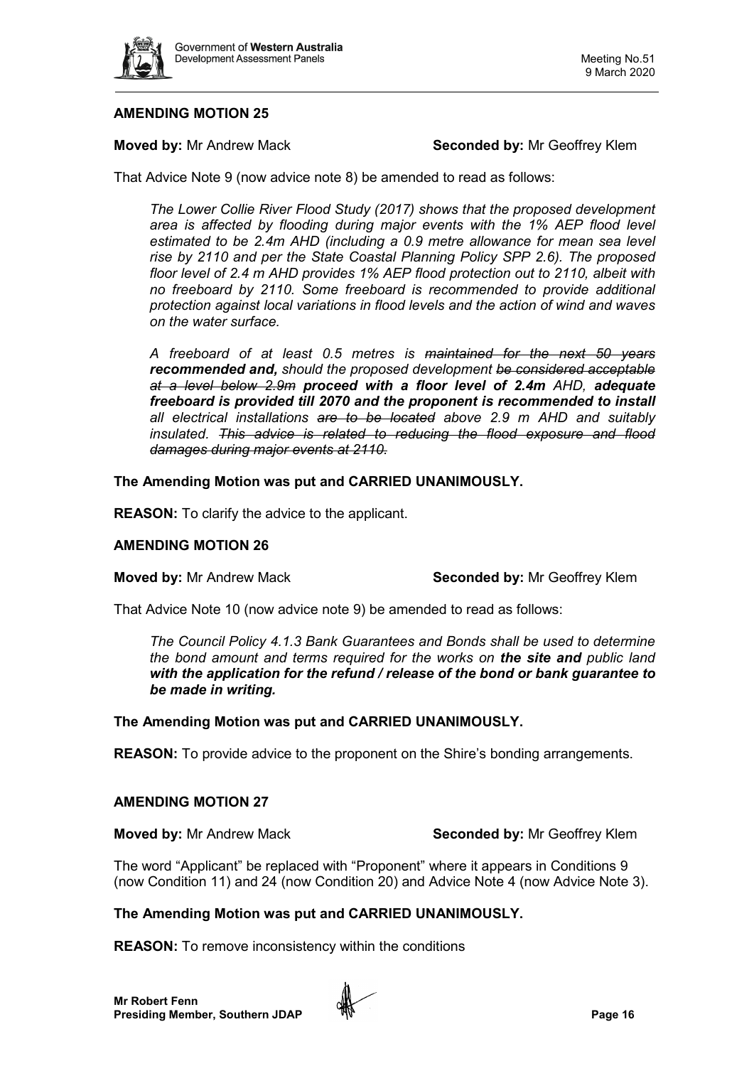**AMENDING MOTION 25**

**Moved by:** Mr Andrew Mack **Seconded by:** Mr Geoffrey Klem

That Advice Note 9 (now advice note 8) be amended to read as follows:

> *The Lower Collie River Flood Study (2017) shows that the proposed development area is affected by flooding during major events with the 1% AEP flood level estimated to be 2.4m AHD (including a 0.9 metre allowance for mean sea level rise by 2110 and per the State Coastal Planning Policy SPP 2.6). The proposed floor level of 2.4 m AHD provides 1% AEP flood protection out to 2110, albeit with no freeboard by 2110. Some freeboard is recommended to provide additional protection against local variations in flood levels and the action of wind and waves on the water surface.*
>
> *A freeboard of at least 0.5 metres is ~~maintained for the next 50 years~~ **recommended and,** should the proposed development ~~be considered acceptable at a level below 2.9m~~ **proceed with a floor level of 2.4m** AHD, **adequate freeboard is provided till 2070 and the proponent is recommended to install** all electrical installations ~~are to be located~~ above 2.9 m AHD and suitably insulated. ~~This advice is related to reducing the flood exposure and flood damages during major events at 2110.~~*

**The Amending Motion was put and CARRIED UNANIMOUSLY.**

**REASON:** To clarify the advice to the applicant.

**AMENDING MOTION 26**

**Moved by:** Mr Andrew Mack **Seconded by:** Mr Geoffrey Klem

That Advice Note 10 (now advice note 9) be amended to read as follows:

> *The Council Policy 4.1.3 Bank Guarantees and Bonds shall be used to determine the bond amount and terms required for the works on **the site and** public land **with the application for the refund / release of the bond or bank guarantee to be made in writing.***

**The Amending Motion was put and CARRIED UNANIMOUSLY.**

**REASON:** To provide advice to the proponent on the Shire's bonding arrangements.

**AMENDING MOTION 27**

**Moved by:** Mr Andrew Mack **Seconded by:** Mr Geoffrey Klem

The word "Applicant" be replaced with "Proponent" where it appears in Conditions 9 (now Condition 11) and 24 (now Condition 20) and Advice Note 4 (now Advice Note 3).

**The Amending Motion was put and CARRIED UNANIMOUSLY.**

**REASON:** To remove inconsistency within the conditions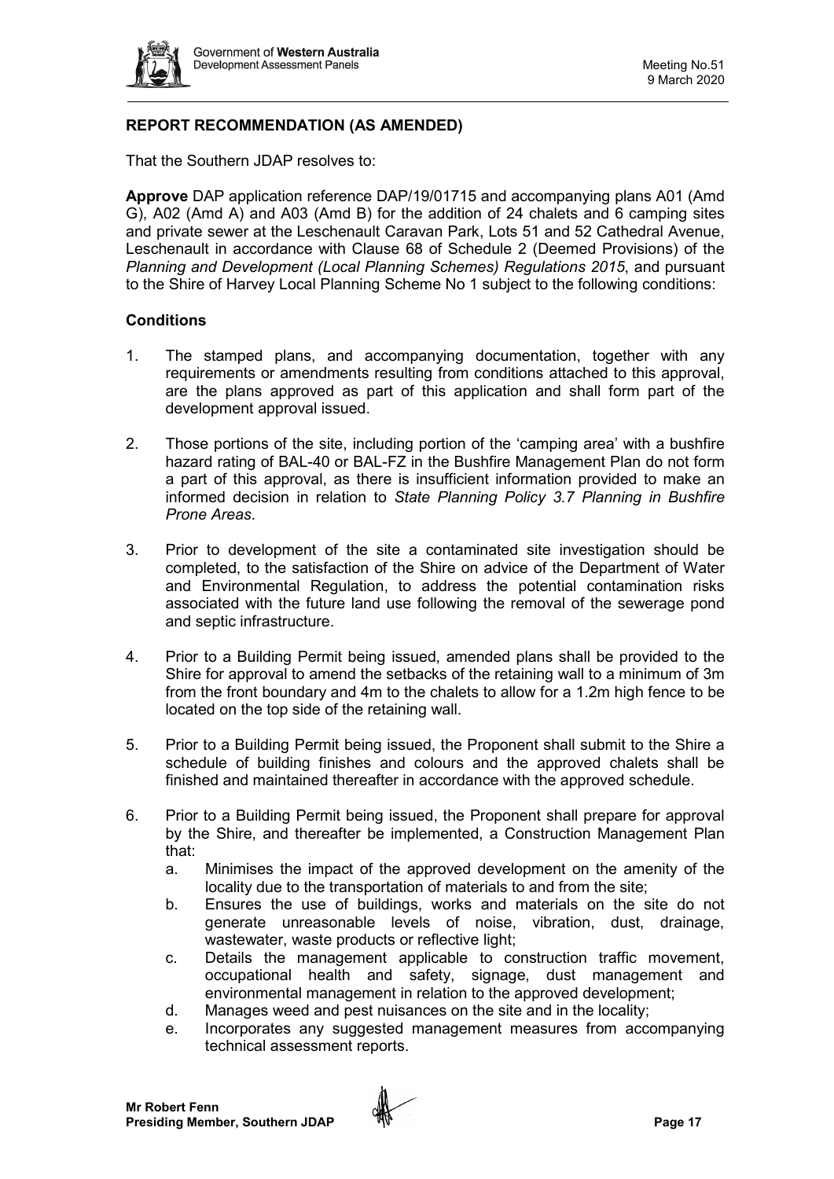**REPORT RECOMMENDATION (AS AMENDED)**

That the Southern JDAP resolves to:

**Approve** DAP application reference DAP/19/01715 and accompanying plans A01 (Amd G), A02 (Amd A) and A03 (Amd B) for the addition of 24 chalets and 6 camping sites and private sewer at the Leschenault Caravan Park, Lots 51 and 52 Cathedral Avenue, Leschenault in accordance with Clause 68 of Schedule 2 (Deemed Provisions) of the *Planning and Development (Local Planning Schemes) Regulations 2015*, and pursuant to the Shire of Harvey Local Planning Scheme No 1 subject to the following conditions:

**Conditions**

1. The stamped plans, and accompanying documentation, together with any requirements or amendments resulting from conditions attached to this approval, are the plans approved as part of this application and shall form part of the development approval issued.

2. Those portions of the site, including portion of the 'camping area' with a bushfire hazard rating of BAL-40 or BAL-FZ in the Bushfire Management Plan do not form a part of this approval, as there is insufficient information provided to make an informed decision in relation to *State Planning Policy 3.7 Planning in Bushfire Prone Areas*.

3. Prior to development of the site a contaminated site investigation should be completed, to the satisfaction of the Shire on advice of the Department of Water and Environmental Regulation, to address the potential contamination risks associated with the future land use following the removal of the sewerage pond and septic infrastructure.

4. Prior to a Building Permit being issued, amended plans shall be provided to the Shire for approval to amend the setbacks of the retaining wall to a minimum of 3m from the front boundary and 4m to the chalets to allow for a 1.2m high fence to be located on the top side of the retaining wall.

5. Prior to a Building Permit being issued, the Proponent shall submit to the Shire a schedule of building finishes and colours and the approved chalets shall be finished and maintained thereafter in accordance with the approved schedule.

6. Prior to a Building Permit being issued, the Proponent shall prepare for approval by the Shire, and thereafter be implemented, a Construction Management Plan that:
   a. Minimises the impact of the approved development on the amenity of the locality due to the transportation of materials to and from the site;
   b. Ensures the use of buildings, works and materials on the site do not generate unreasonable levels of noise, vibration, dust, drainage, wastewater, waste products or reflective light;
   c. Details the management applicable to construction traffic movement, occupational health and safety, signage, dust management and environmental management in relation to the approved development;
   d. Manages weed and pest nuisances on the site and in the locality;
   e. Incorporates any suggested management measures from accompanying technical assessment reports.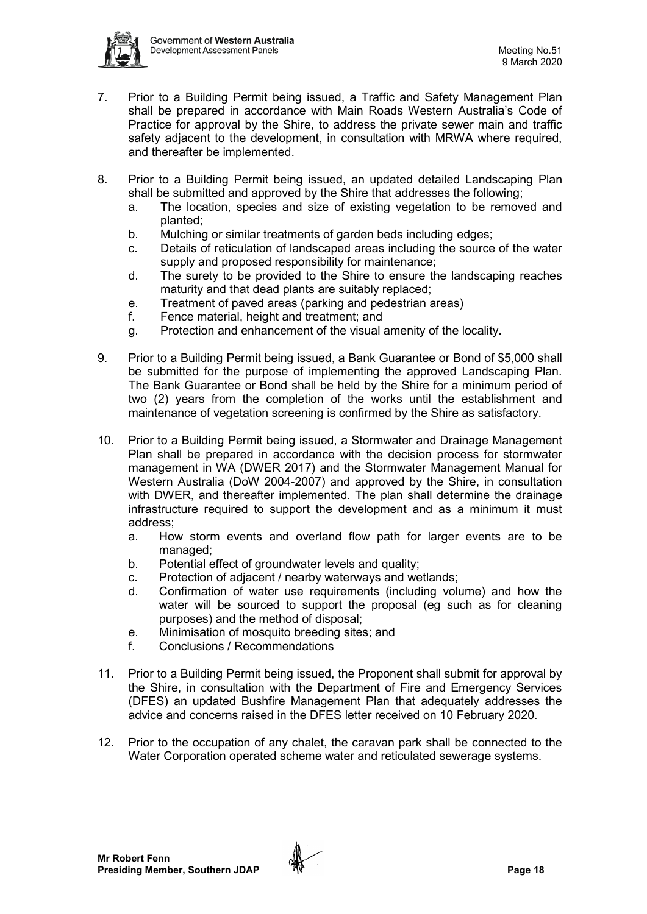7. Prior to a Building Permit being issued, a Traffic and Safety Management Plan shall be prepared in accordance with Main Roads Western Australia's Code of Practice for approval by the Shire, to address the private sewer main and traffic safety adjacent to the development, in consultation with MRWA where required, and thereafter be implemented.

8. Prior to a Building Permit being issued, an updated detailed Landscaping Plan shall be submitted and approved by the Shire that addresses the following;
   a. The location, species and size of existing vegetation to be removed and planted;
   b. Mulching or similar treatments of garden beds including edges;
   c. Details of reticulation of landscaped areas including the source of the water supply and proposed responsibility for maintenance;
   d. The surety to be provided to the Shire to ensure the landscaping reaches maturity and that dead plants are suitably replaced;
   e. Treatment of paved areas (parking and pedestrian areas)
   f. Fence material, height and treatment; and
   g. Protection and enhancement of the visual amenity of the locality.

9. Prior to a Building Permit being issued, a Bank Guarantee or Bond of $5,000 shall be submitted for the purpose of implementing the approved Landscaping Plan. The Bank Guarantee or Bond shall be held by the Shire for a minimum period of two (2) years from the completion of the works until the establishment and maintenance of vegetation screening is confirmed by the Shire as satisfactory.

10. Prior to a Building Permit being issued, a Stormwater and Drainage Management Plan shall be prepared in accordance with the decision process for stormwater management in WA (DWER 2017) and the Stormwater Management Manual for Western Australia (DoW 2004-2007) and approved by the Shire, in consultation with DWER, and thereafter implemented. The plan shall determine the drainage infrastructure required to support the development and as a minimum it must address;
    a. How storm events and overland flow path for larger events are to be managed;
    b. Potential effect of groundwater levels and quality;
    c. Protection of adjacent / nearby waterways and wetlands;
    d. Confirmation of water use requirements (including volume) and how the water will be sourced to support the proposal (eg such as for cleaning purposes) and the method of disposal;
    e. Minimisation of mosquito breeding sites; and
    f. Conclusions / Recommendations

11. Prior to a Building Permit being issued, the Proponent shall submit for approval by the Shire, in consultation with the Department of Fire and Emergency Services (DFES) an updated Bushfire Management Plan that adequately addresses the advice and concerns raised in the DFES letter received on 10 February 2020.

12. Prior to the occupation of any chalet, the caravan park shall be connected to the Water Corporation operated scheme water and reticulated sewerage systems.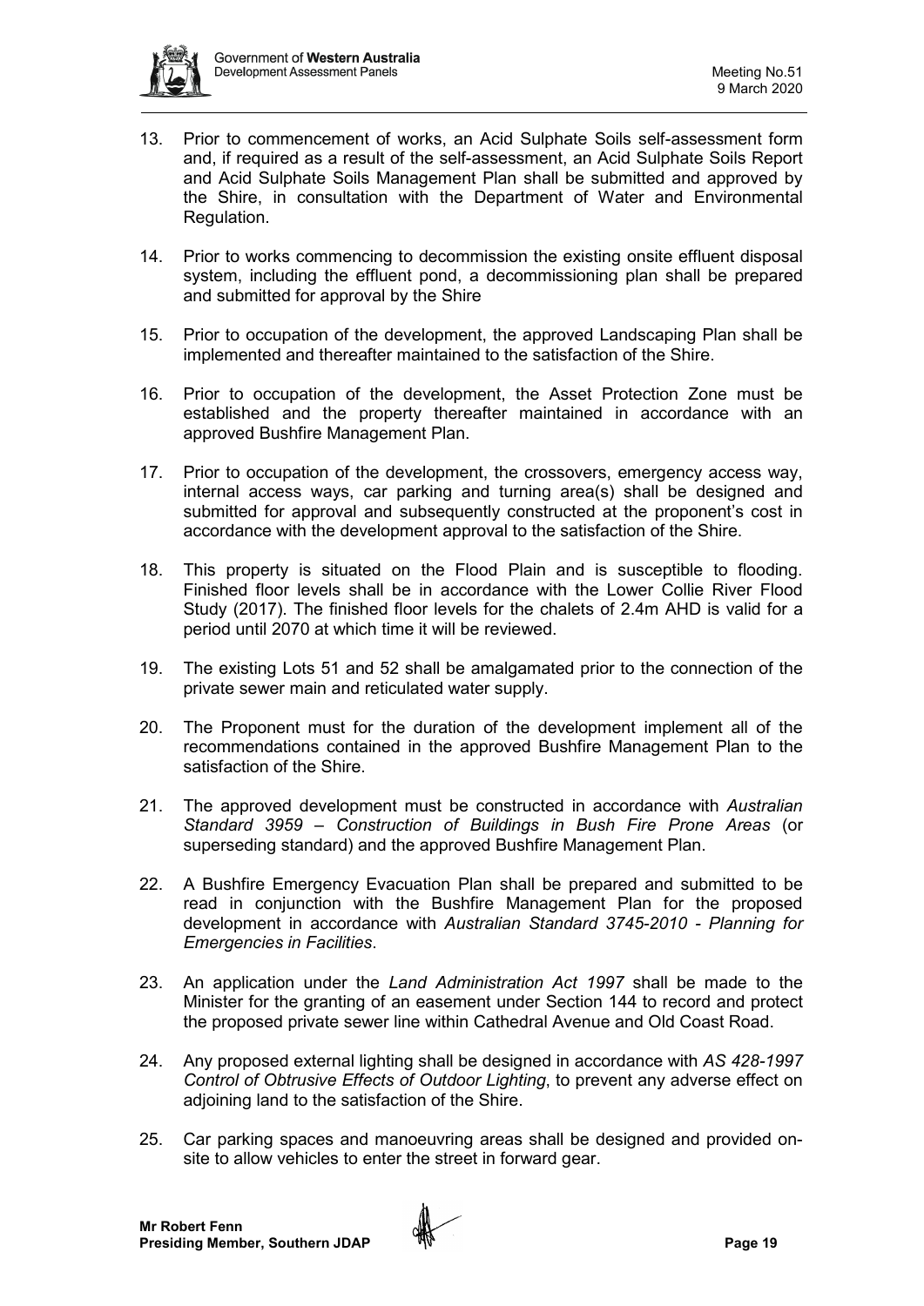13. Prior to commencement of works, an Acid Sulphate Soils self-assessment form and, if required as a result of the self-assessment, an Acid Sulphate Soils Report and Acid Sulphate Soils Management Plan shall be submitted and approved by the Shire, in consultation with the Department of Water and Environmental Regulation.

14. Prior to works commencing to decommission the existing onsite effluent disposal system, including the effluent pond, a decommissioning plan shall be prepared and submitted for approval by the Shire

15. Prior to occupation of the development, the approved Landscaping Plan shall be implemented and thereafter maintained to the satisfaction of the Shire.

16. Prior to occupation of the development, the Asset Protection Zone must be established and the property thereafter maintained in accordance with an approved Bushfire Management Plan.

17. Prior to occupation of the development, the crossovers, emergency access way, internal access ways, car parking and turning area(s) shall be designed and submitted for approval and subsequently constructed at the proponent's cost in accordance with the development approval to the satisfaction of the Shire.

18. This property is situated on the Flood Plain and is susceptible to flooding. Finished floor levels shall be in accordance with the Lower Collie River Flood Study (2017). The finished floor levels for the chalets of 2.4m AHD is valid for a period until 2070 at which time it will be reviewed.

19. The existing Lots 51 and 52 shall be amalgamated prior to the connection of the private sewer main and reticulated water supply.

20. The Proponent must for the duration of the development implement all of the recommendations contained in the approved Bushfire Management Plan to the satisfaction of the Shire.

21. The approved development must be constructed in accordance with *Australian Standard 3959 – Construction of Buildings in Bush Fire Prone Areas* (or superseding standard) and the approved Bushfire Management Plan.

22. A Bushfire Emergency Evacuation Plan shall be prepared and submitted to be read in conjunction with the Bushfire Management Plan for the proposed development in accordance with *Australian Standard 3745-2010 - Planning for Emergencies in Facilities*.

23. An application under the *Land Administration Act 1997* shall be made to the Minister for the granting of an easement under Section 144 to record and protect the proposed private sewer line within Cathedral Avenue and Old Coast Road.

24. Any proposed external lighting shall be designed in accordance with *AS 428-1997 Control of Obtrusive Effects of Outdoor Lighting*, to prevent any adverse effect on adjoining land to the satisfaction of the Shire.

25. Car parking spaces and manoeuvring areas shall be designed and provided on-site to allow vehicles to enter the street in forward gear.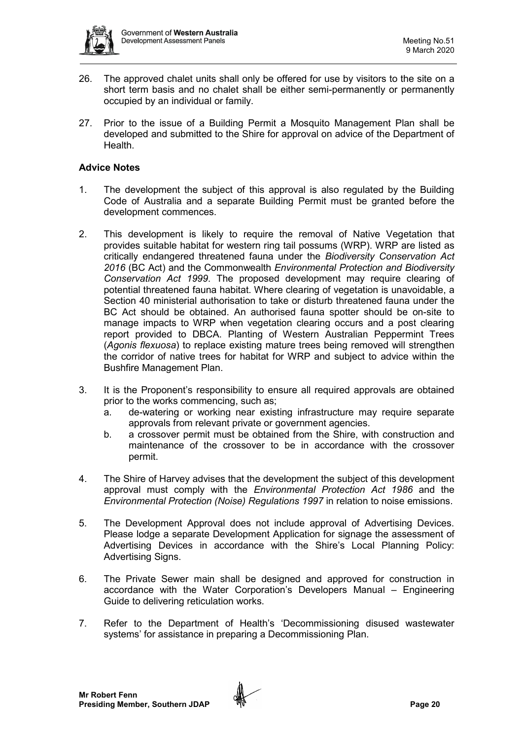26. The approved chalet units shall only be offered for use by visitors to the site on a short term basis and no chalet shall be either semi-permanently or permanently occupied by an individual or family.

27. Prior to the issue of a Building Permit a Mosquito Management Plan shall be developed and submitted to the Shire for approval on advice of the Department of Health.

**Advice Notes**

1. The development the subject of this approval is also regulated by the Building Code of Australia and a separate Building Permit must be granted before the development commences.

2. This development is likely to require the removal of Native Vegetation that provides suitable habitat for western ring tail possums (WRP). WRP are listed as critically endangered threatened fauna under the *Biodiversity Conservation Act 2016* (BC Act) and the Commonwealth *Environmental Protection and Biodiversity Conservation Act 1999*. The proposed development may require clearing of potential threatened fauna habitat. Where clearing of vegetation is unavoidable, a Section 40 ministerial authorisation to take or disturb threatened fauna under the BC Act should be obtained. An authorised fauna spotter should be on-site to manage impacts to WRP when vegetation clearing occurs and a post clearing report provided to DBCA. Planting of Western Australian Peppermint Trees (*Agonis flexuosa*) to replace existing mature trees being removed will strengthen the corridor of native trees for habitat for WRP and subject to advice within the Bushfire Management Plan.

3. It is the Proponent's responsibility to ensure all required approvals are obtained prior to the works commencing, such as;
   a. de-watering or working near existing infrastructure may require separate approvals from relevant private or government agencies.
   b. a crossover permit must be obtained from the Shire, with construction and maintenance of the crossover to be in accordance with the crossover permit.

4. The Shire of Harvey advises that the development the subject of this development approval must comply with the *Environmental Protection Act 1986* and the *Environmental Protection (Noise) Regulations 1997* in relation to noise emissions.

5. The Development Approval does not include approval of Advertising Devices. Please lodge a separate Development Application for signage the assessment of Advertising Devices in accordance with the Shire's Local Planning Policy: Advertising Signs.

6. The Private Sewer main shall be designed and approved for construction in accordance with the Water Corporation's Developers Manual – Engineering Guide to delivering reticulation works.

7. Refer to the Department of Health's 'Decommissioning disused wastewater systems' for assistance in preparing a Decommissioning Plan.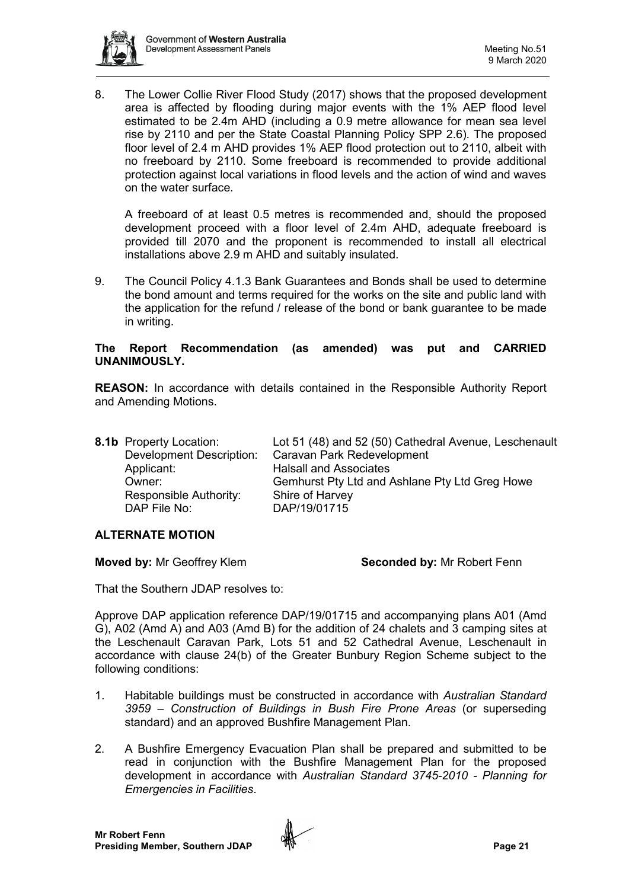8. The Lower Collie River Flood Study (2017) shows that the proposed development area is affected by flooding during major events with the 1% AEP flood level estimated to be 2.4m AHD (including a 0.9 metre allowance for mean sea level rise by 2110 and per the State Coastal Planning Policy SPP 2.6). The proposed floor level of 2.4 m AHD provides 1% AEP flood protection out to 2110, albeit with no freeboard by 2110. Some freeboard is recommended to provide additional protection against local variations in flood levels and the action of wind and waves on the water surface.

   A freeboard of at least 0.5 metres is recommended and, should the proposed development proceed with a floor level of 2.4m AHD, adequate freeboard is provided till 2070 and the proponent is recommended to install all electrical installations above 2.9 m AHD and suitably insulated.

9. The Council Policy 4.1.3 Bank Guarantees and Bonds shall be used to determine the bond amount and terms required for the works on the site and public land with the application for the refund / release of the bond or bank guarantee to be made in writing.

**The Report Recommendation (as amended) was put and CARRIED UNANIMOUSLY.**

**REASON:** In accordance with details contained in the Responsible Authority Report and Amending Motions.

| **8.1b** Property Location: | Lot 51 (48) and 52 (50) Cathedral Avenue, Leschenault |
|---|---|
| Development Description: | Caravan Park Redevelopment |
| Applicant: | Halsall and Associates |
| Owner: | Gemhurst Pty Ltd and Ashlane Pty Ltd Greg Howe |
| Responsible Authority: | Shire of Harvey |
| DAP File No: | DAP/19/01715 |

**ALTERNATE MOTION**

**Moved by:** Mr Geoffrey Klem **Seconded by:** Mr Robert Fenn

That the Southern JDAP resolves to:

Approve DAP application reference DAP/19/01715 and accompanying plans A01 (Amd G), A02 (Amd A) and A03 (Amd B) for the addition of 24 chalets and 3 camping sites at the Leschenault Caravan Park, Lots 51 and 52 Cathedral Avenue, Leschenault in accordance with clause 24(b) of the Greater Bunbury Region Scheme subject to the following conditions:

1. Habitable buildings must be constructed in accordance with *Australian Standard 3959 – Construction of Buildings in Bush Fire Prone Areas* (or superseding standard) and an approved Bushfire Management Plan.

2. A Bushfire Emergency Evacuation Plan shall be prepared and submitted to be read in conjunction with the Bushfire Management Plan for the proposed development in accordance with *Australian Standard 3745-2010 - Planning for Emergencies in Facilities*.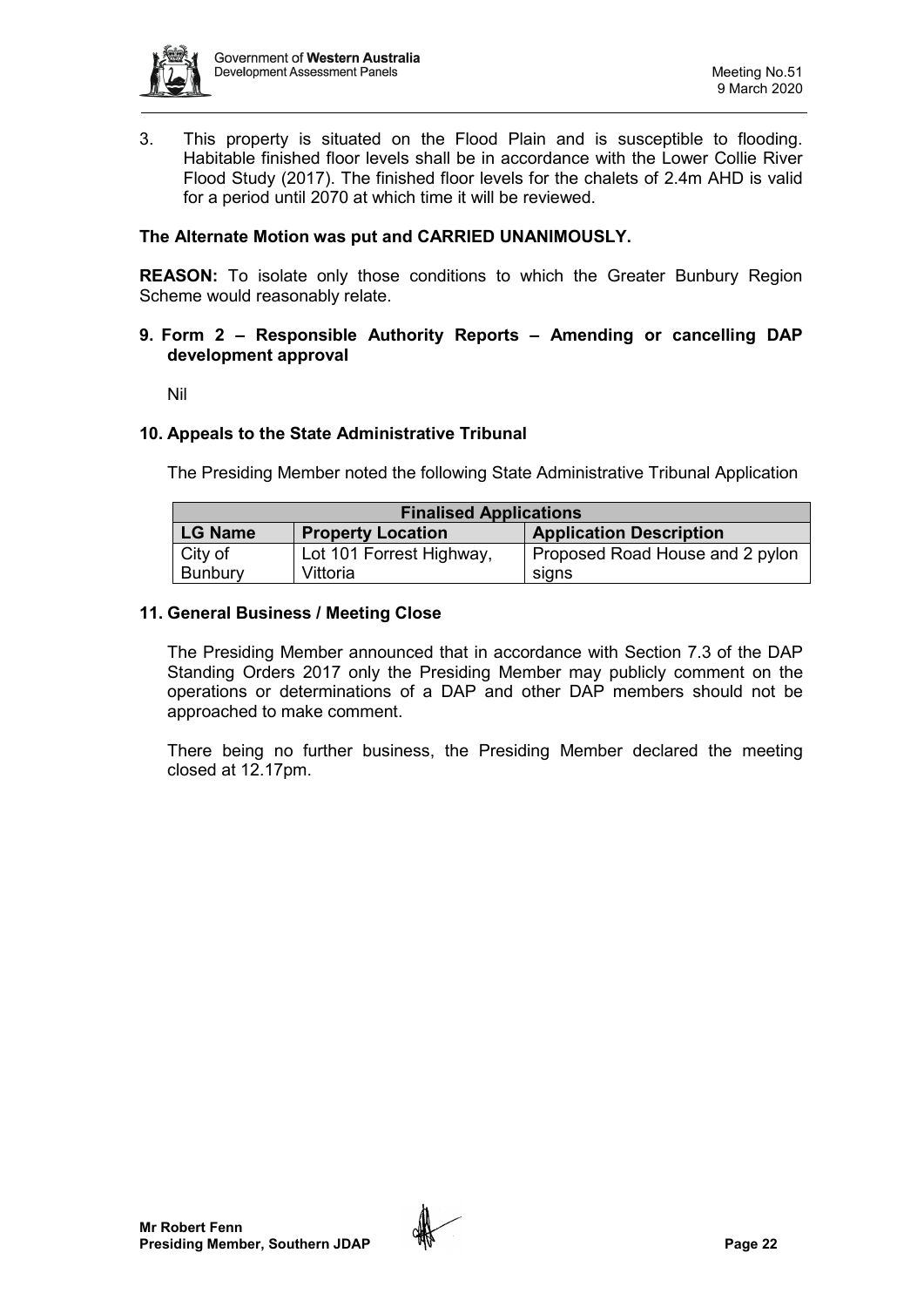3. This property is situated on the Flood Plain and is susceptible to flooding. Habitable finished floor levels shall be in accordance with the Lower Collie River Flood Study (2017). The finished floor levels for the chalets of 2.4m AHD is valid for a period until 2070 at which time it will be reviewed.

**The Alternate Motion was put and CARRIED UNANIMOUSLY.**

**REASON:** To isolate only those conditions to which the Greater Bunbury Region Scheme would reasonably relate.

## 9. Form 2 – Responsible Authority Reports – Amending or cancelling DAP development approval

Nil

## 10. Appeals to the State Administrative Tribunal

The Presiding Member noted the following State Administrative Tribunal Application

| Finalised Applications | | |
|---|---|---|
| **LG Name** | **Property Location** | **Application Description** |
| City of Bunbury | Lot 101 Forrest Highway, Vittoria | Proposed Road House and 2 pylon signs |

## 11. General Business / Meeting Close

The Presiding Member announced that in accordance with Section 7.3 of the DAP Standing Orders 2017 only the Presiding Member may publicly comment on the operations or determinations of a DAP and other DAP members should not be approached to make comment.

There being no further business, the Presiding Member declared the meeting closed at 12.17pm.

**Mr Robert Fenn**
**Presiding Member, Southern JDAP**